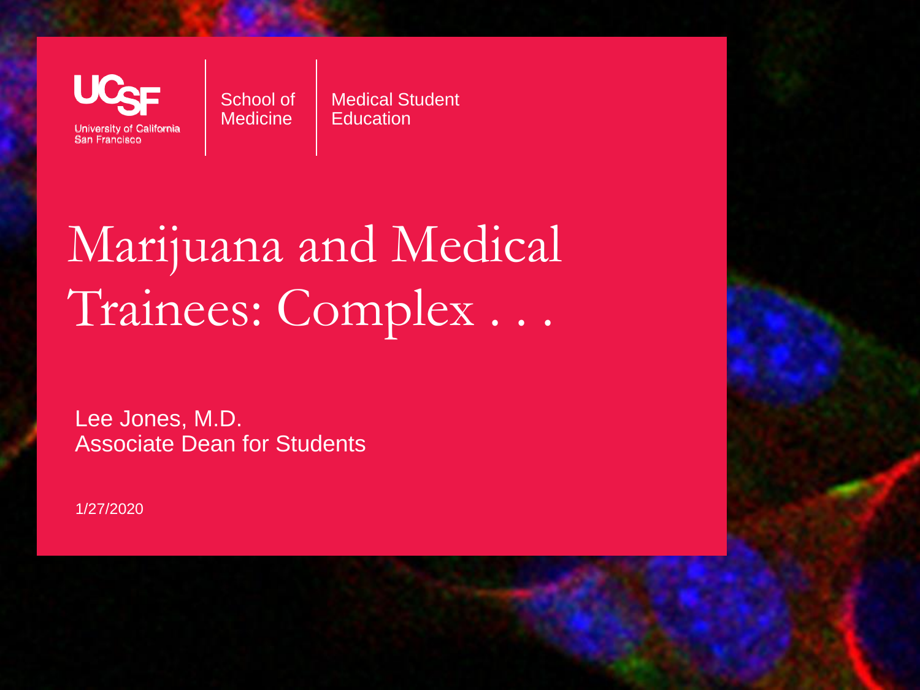UCSF
University of California
San Francisco

School of Medicine

Medical Student Education

# Marijuana and Medical Trainees: Complex . . .

Lee Jones, M.D.
Associate Dean for Students

1/27/2020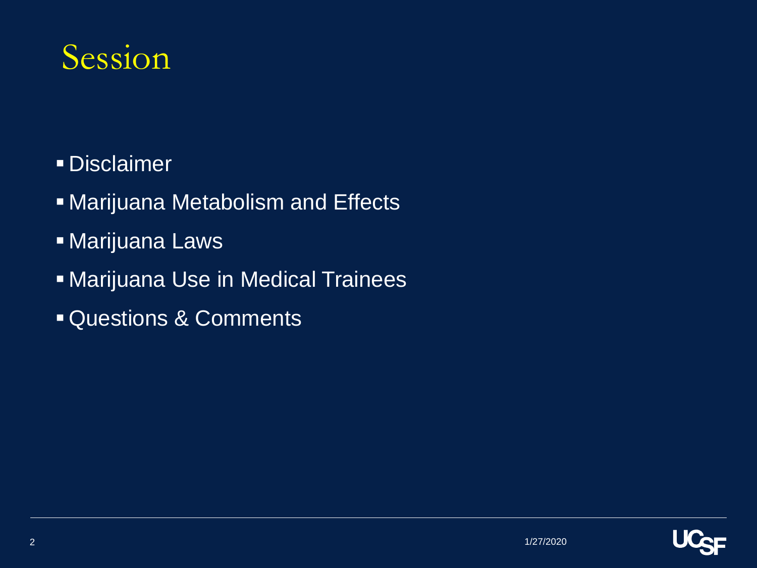# Session

- Disclaimer
- Marijuana Metabolism and Effects
- Marijuana Laws
- Marijuana Use in Medical Trainees
- Questions & Comments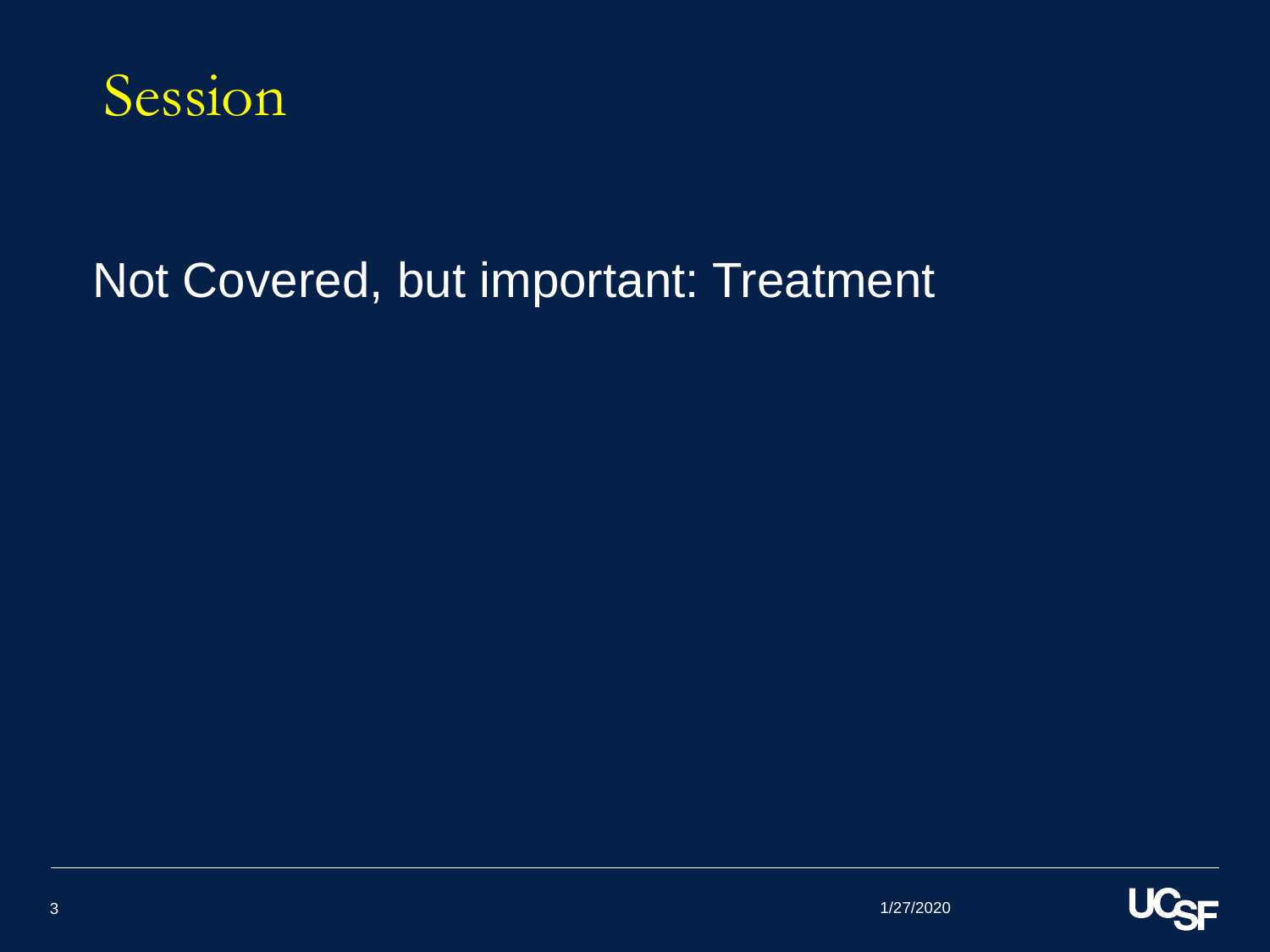# Session

Not Covered, but important: Treatment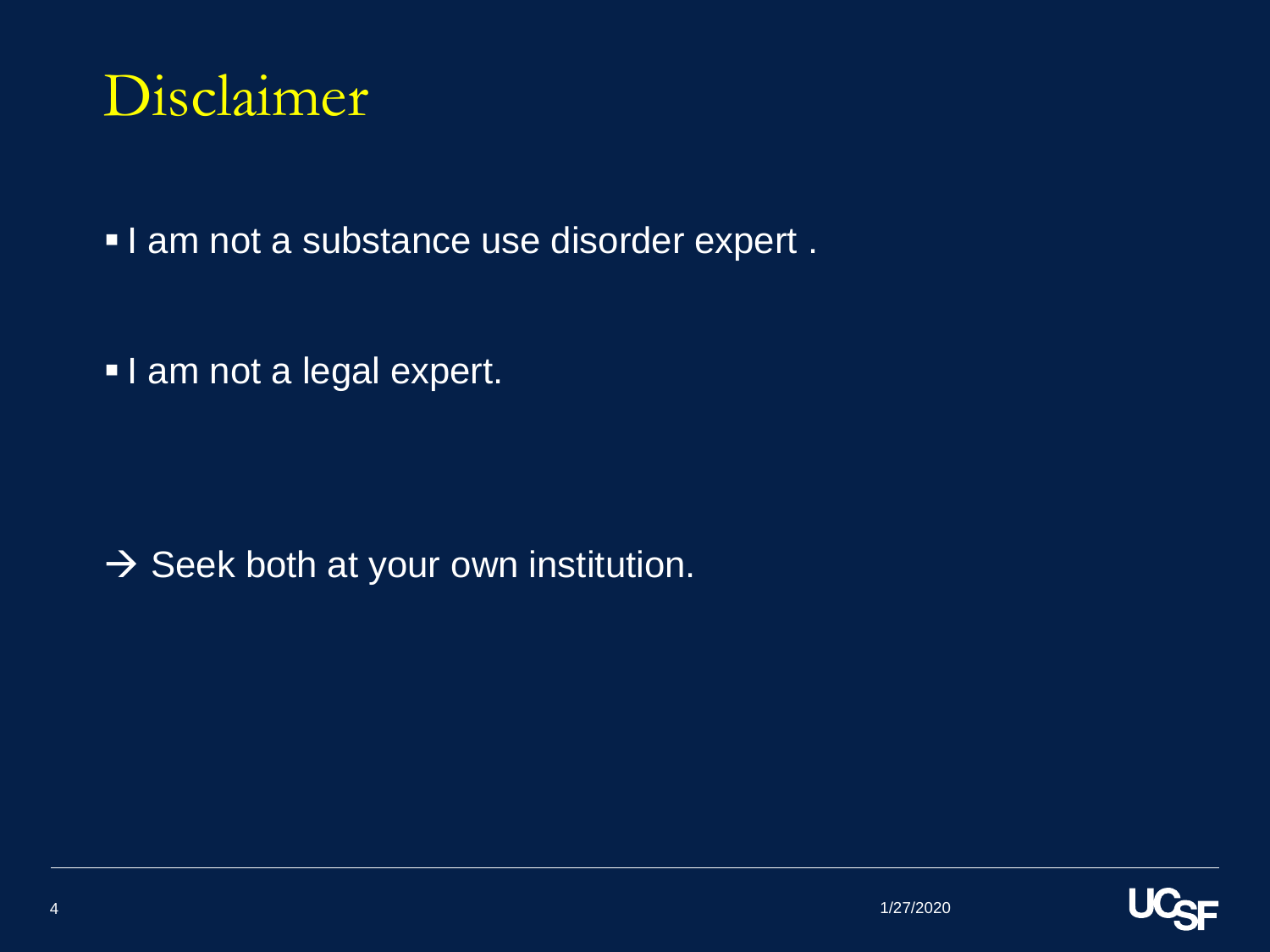# Disclaimer

- I am not a substance use disorder expert .
- I am not a legal expert.

→ Seek both at your own institution.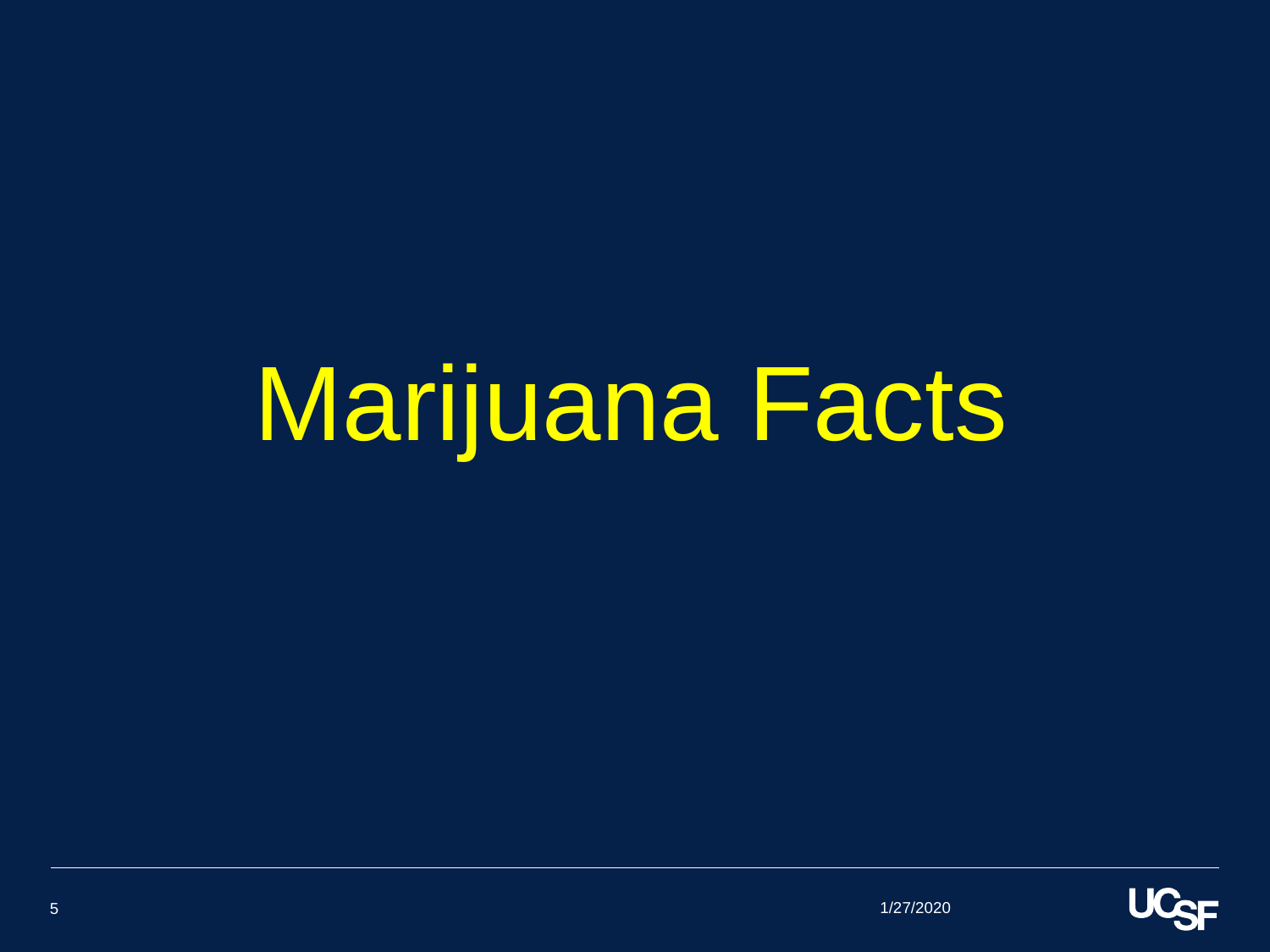# Marijuana Facts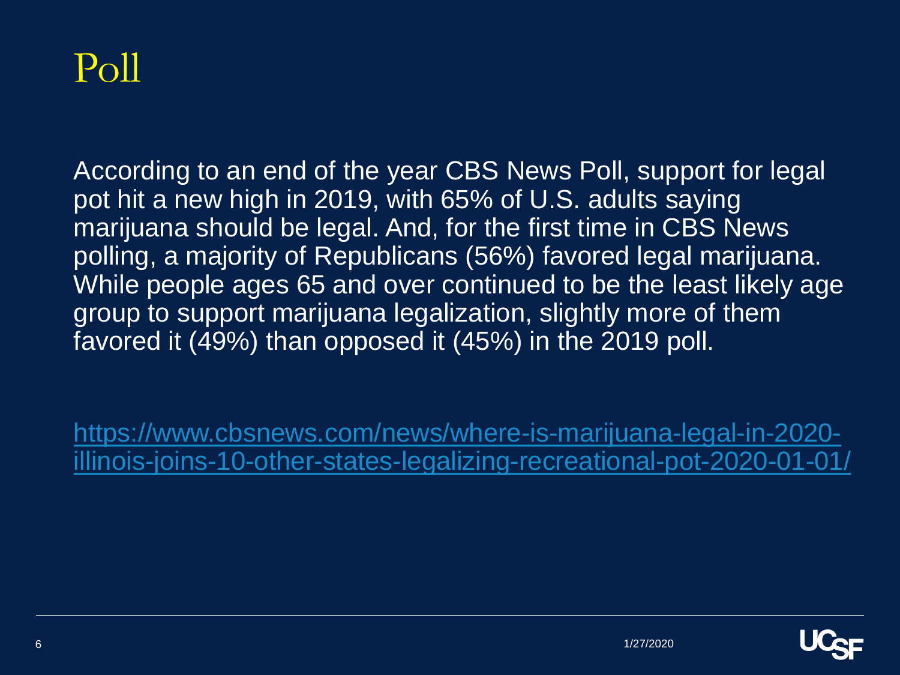# Poll

According to an end of the year CBS News Poll, support for legal pot hit a new high in 2019, with 65% of U.S. adults saying marijuana should be legal. And, for the first time in CBS News polling, a majority of Republicans (56%) favored legal marijuana. While people ages 65 and over continued to be the least likely age group to support marijuana legalization, slightly more of them favored it (49%) than opposed it (45%) in the 2019 poll.

https://www.cbsnews.com/news/where-is-marijuana-legal-in-2020-illinois-joins-10-other-states-legalizing-recreational-pot-2020-01-01/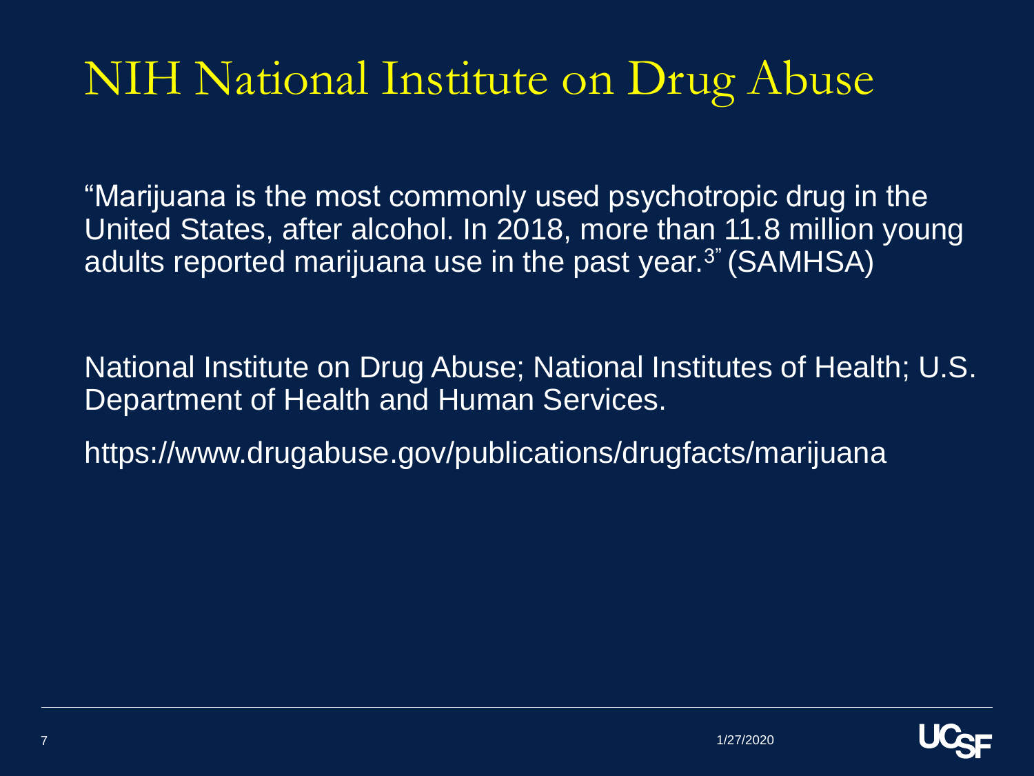# NIH National Institute on Drug Abuse

"Marijuana is the most commonly used psychotropic drug in the United States, after alcohol. In 2018, more than 11.8 million young adults reported marijuana use in the past year.[3]" (SAMHSA)

National Institute on Drug Abuse; National Institutes of Health; U.S. Department of Health and Human Services.

https://www.drugabuse.gov/publications/drugfacts/marijuana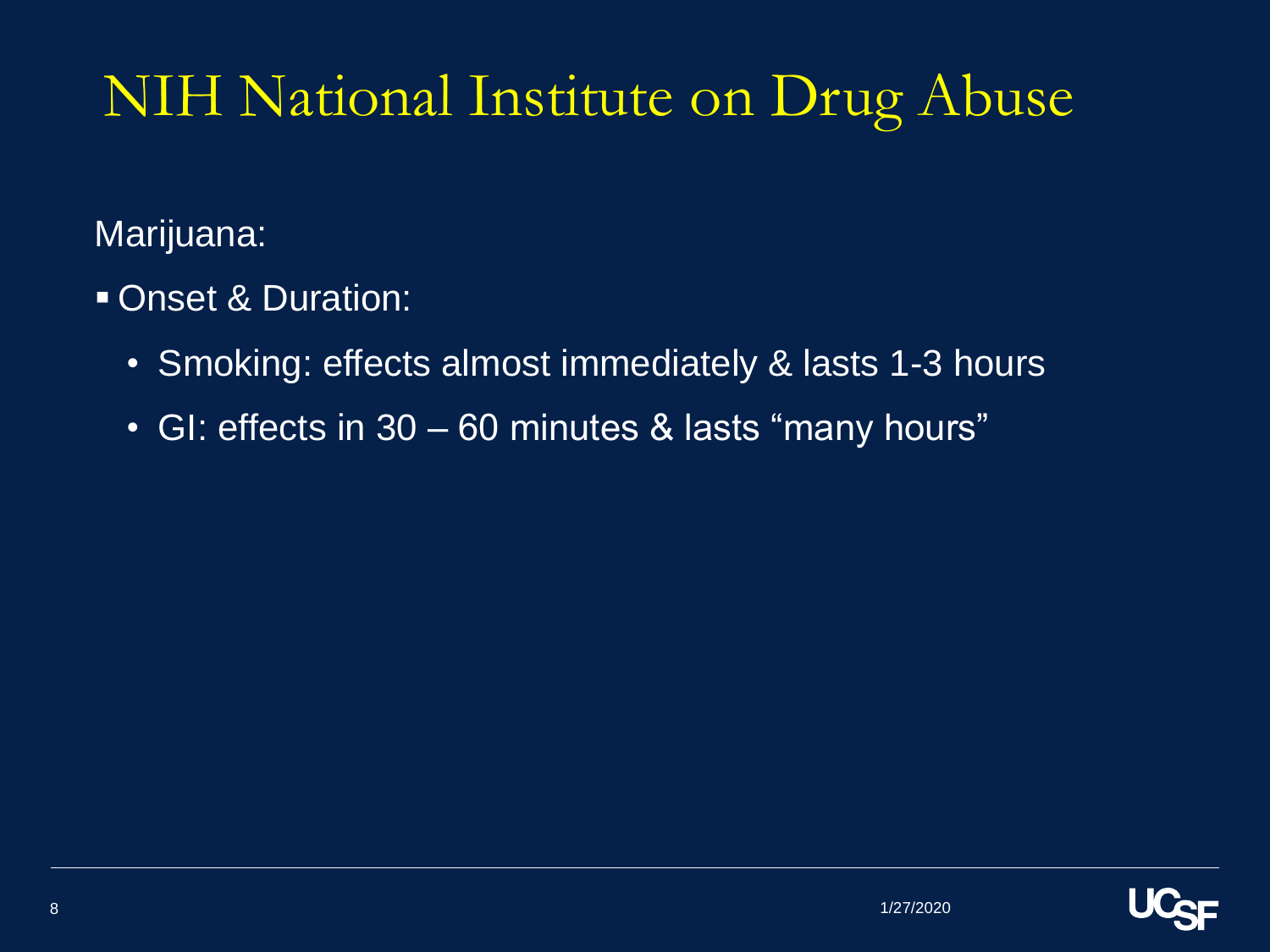# NIH National Institute on Drug Abuse

Marijuana:

- Onset & Duration:
  - Smoking: effects almost immediately & lasts 1-3 hours
  - GI: effects in 30 – 60 minutes & lasts "many hours"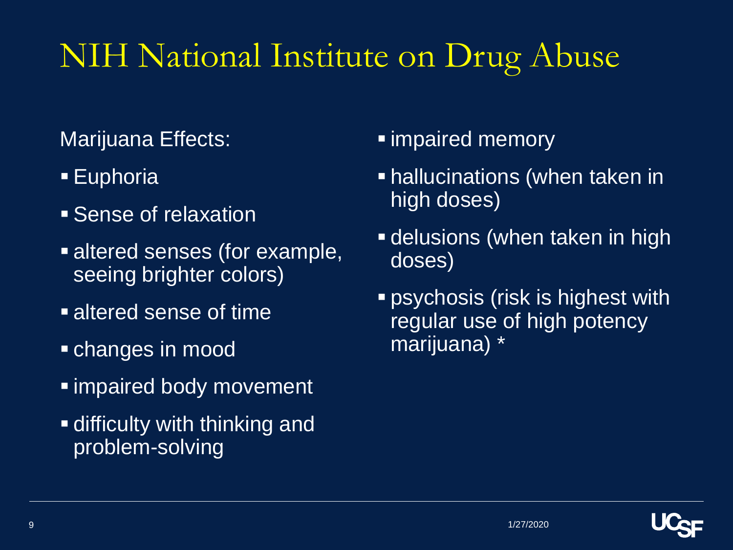# NIH National Institute on Drug Abuse

Marijuana Effects:

- Euphoria
- Sense of relaxation
- altered senses (for example, seeing brighter colors)
- altered sense of time
- changes in mood
- impaired body movement
- difficulty with thinking and problem-solving
- impaired memory
- hallucinations (when taken in high doses)
- delusions (when taken in high doses)
- psychosis (risk is highest with regular use of high potency marijuana) *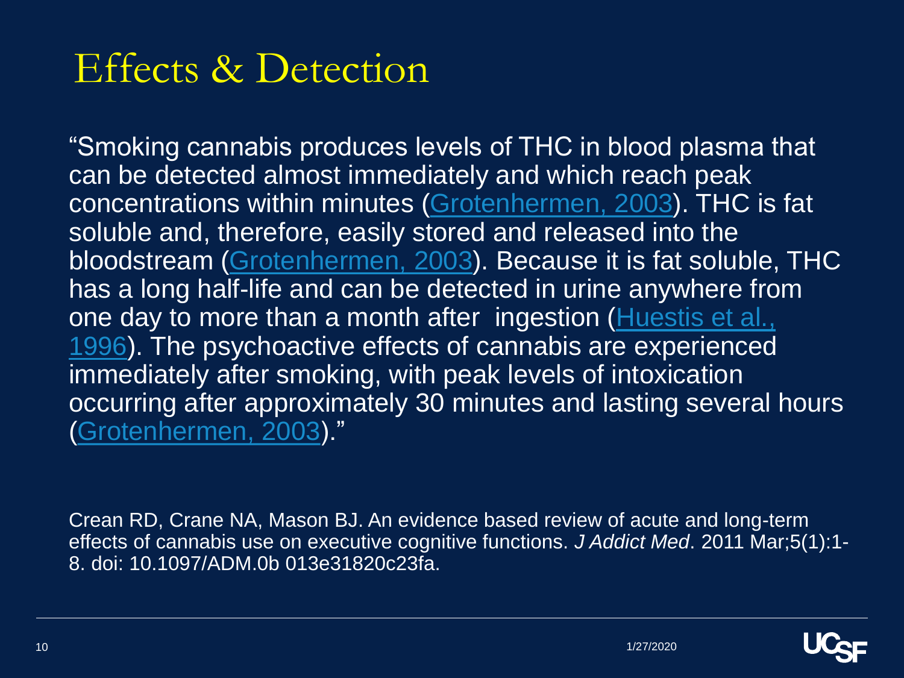# Effects & Detection

"Smoking cannabis produces levels of THC in blood plasma that can be detected almost immediately and which reach peak concentrations within minutes (Grotenhermen, 2003). THC is fat soluble and, therefore, easily stored and released into the bloodstream (Grotenhermen, 2003). Because it is fat soluble, THC has a long half-life and can be detected in urine anywhere from one day to more than a month after ingestion (Huestis et al., 1996). The psychoactive effects of cannabis are experienced immediately after smoking, with peak levels of intoxication occurring after approximately 30 minutes and lasting several hours (Grotenhermen, 2003)."

Crean RD, Crane NA, Mason BJ. An evidence based review of acute and long-term effects of cannabis use on executive cognitive functions. *J Addict Med*. 2011 Mar;5(1):1-8. doi: 10.1097/ADM.0b 013e31820c23fa.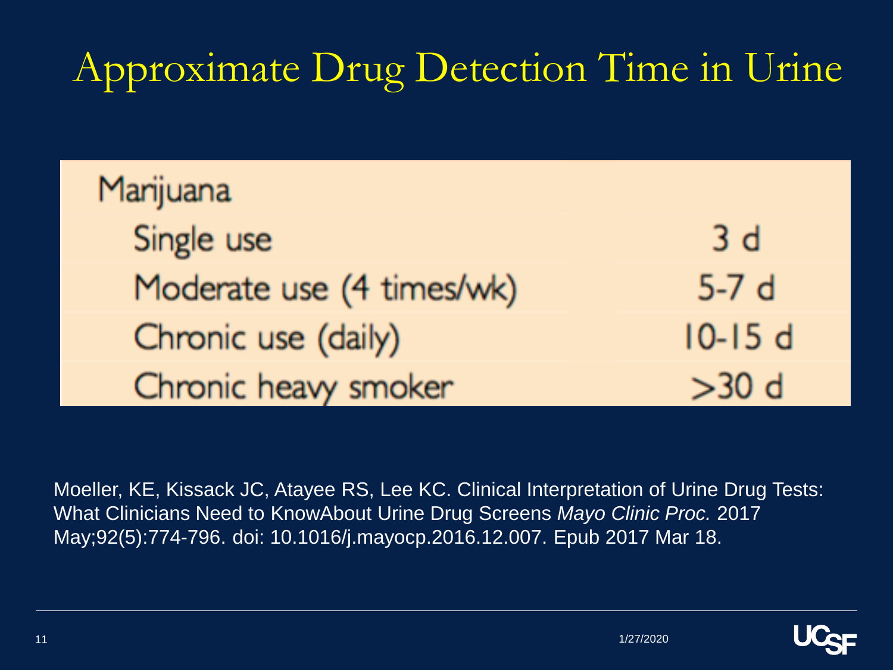# Approximate Drug Detection Time in Urine

| Marijuana | |
|---|---|
| Single use | 3 d |
| Moderate use (4 times/wk) | 5-7 d |
| Chronic use (daily) | 10-15 d |
| Chronic heavy smoker | >30 d |

Moeller, KE, Kissack JC, Atayee RS, Lee KC. Clinical Interpretation of Urine Drug Tests: What Clinicians Need to KnowAbout Urine Drug Screens *Mayo Clinic Proc.* 2017 May;92(5):774-796. doi: 10.1016/j.mayocp.2016.12.007. Epub 2017 Mar 18.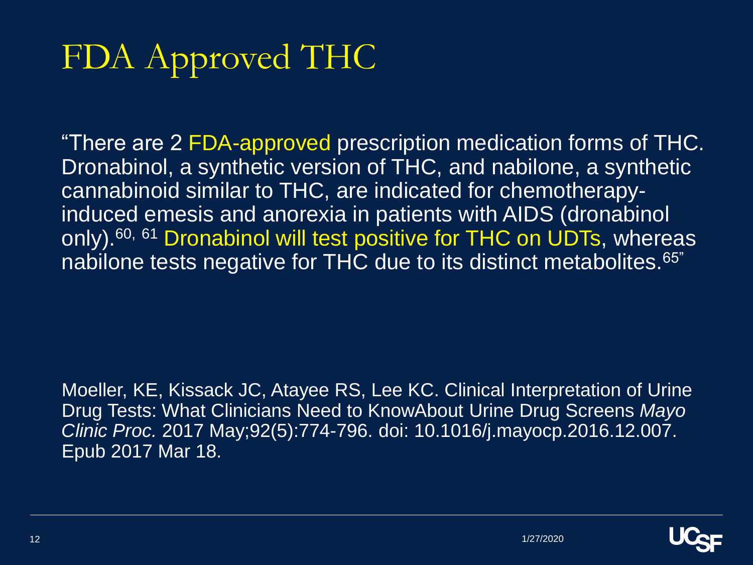# FDA Approved THC

"There are 2 FDA-approved prescription medication forms of THC. Dronabinol, a synthetic version of THC, and nabilone, a synthetic cannabinoid similar to THC, are indicated for chemotherapy-induced emesis and anorexia in patients with AIDS (dronabinol only).[60, 61] Dronabinol will test positive for THC on UDTs, whereas nabilone tests negative for THC due to its distinct metabolites.[65]"

Moeller, KE, Kissack JC, Atayee RS, Lee KC. Clinical Interpretation of Urine Drug Tests: What Clinicians Need to KnowAbout Urine Drug Screens *Mayo Clinic Proc.* 2017 May;92(5):774-796. doi: 10.1016/j.mayocp.2016.12.007. Epub 2017 Mar 18.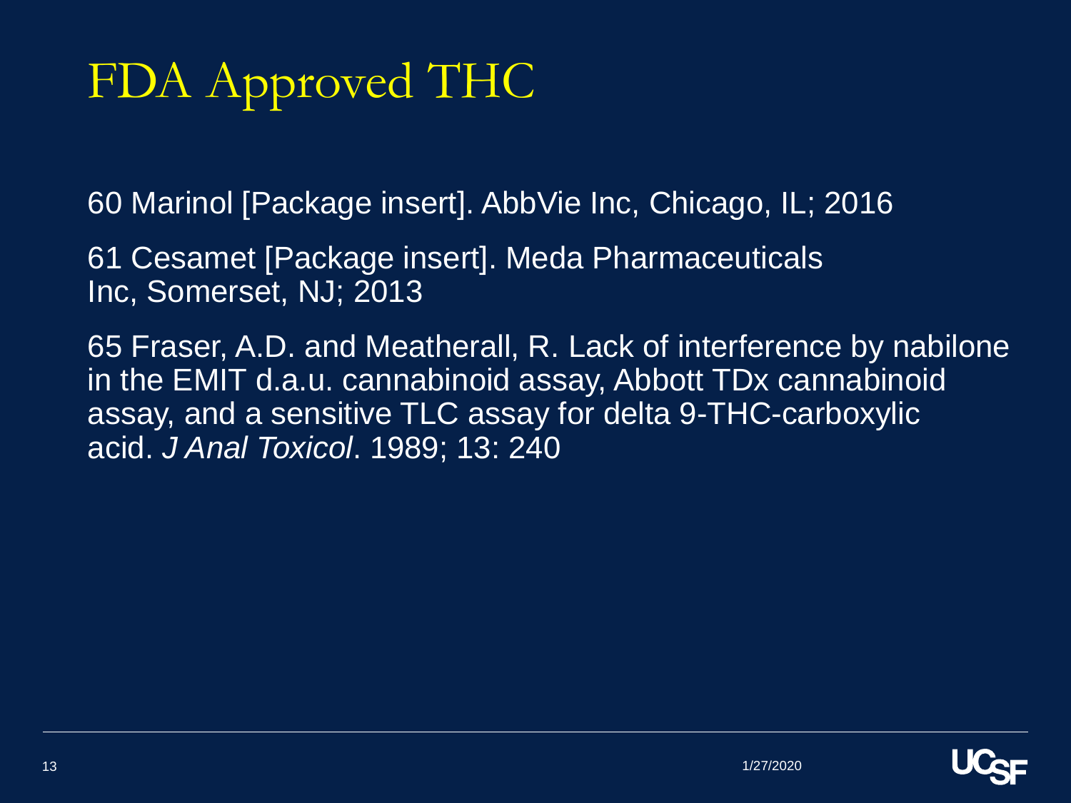# FDA Approved THC

60 Marinol [Package insert]. AbbVie Inc, Chicago, IL; 2016

61 Cesamet [Package insert]. Meda Pharmaceuticals Inc, Somerset, NJ; 2013

65 Fraser, A.D. and Meatherall, R. Lack of interference by nabilone in the EMIT d.a.u. cannabinoid assay, Abbott TDx cannabinoid assay, and a sensitive TLC assay for delta 9-THC-carboxylic acid. *J Anal Toxicol*. 1989; 13: 240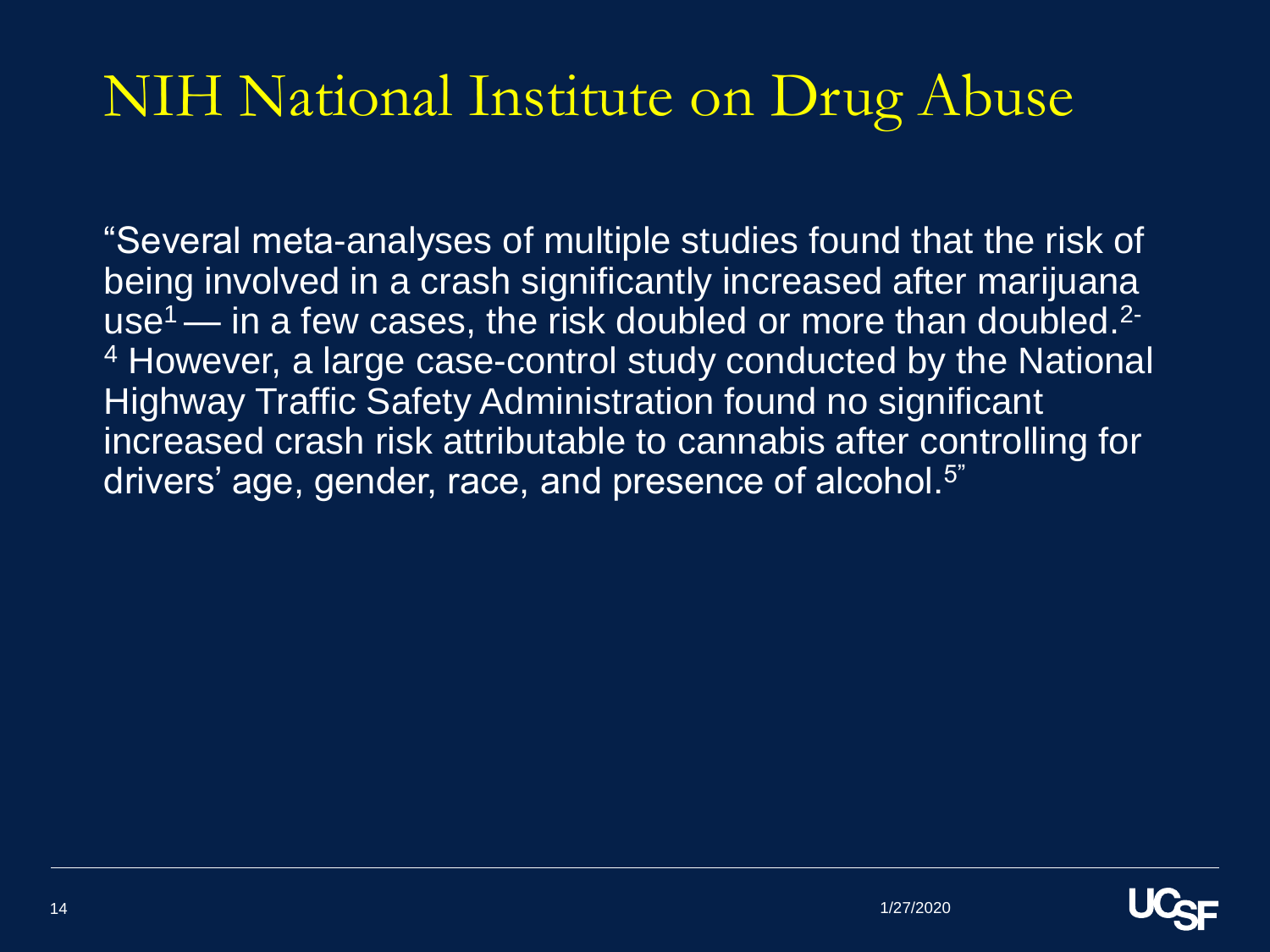# NIH National Institute on Drug Abuse

"Several meta-analyses of multiple studies found that the risk of being involved in a crash significantly increased after marijuana use[1] — in a few cases, the risk doubled or more than doubled.[2-4] However, a large case-control study conducted by the National Highway Traffic Safety Administration found no significant increased crash risk attributable to cannabis after controlling for drivers' age, gender, race, and presence of alcohol.[5]"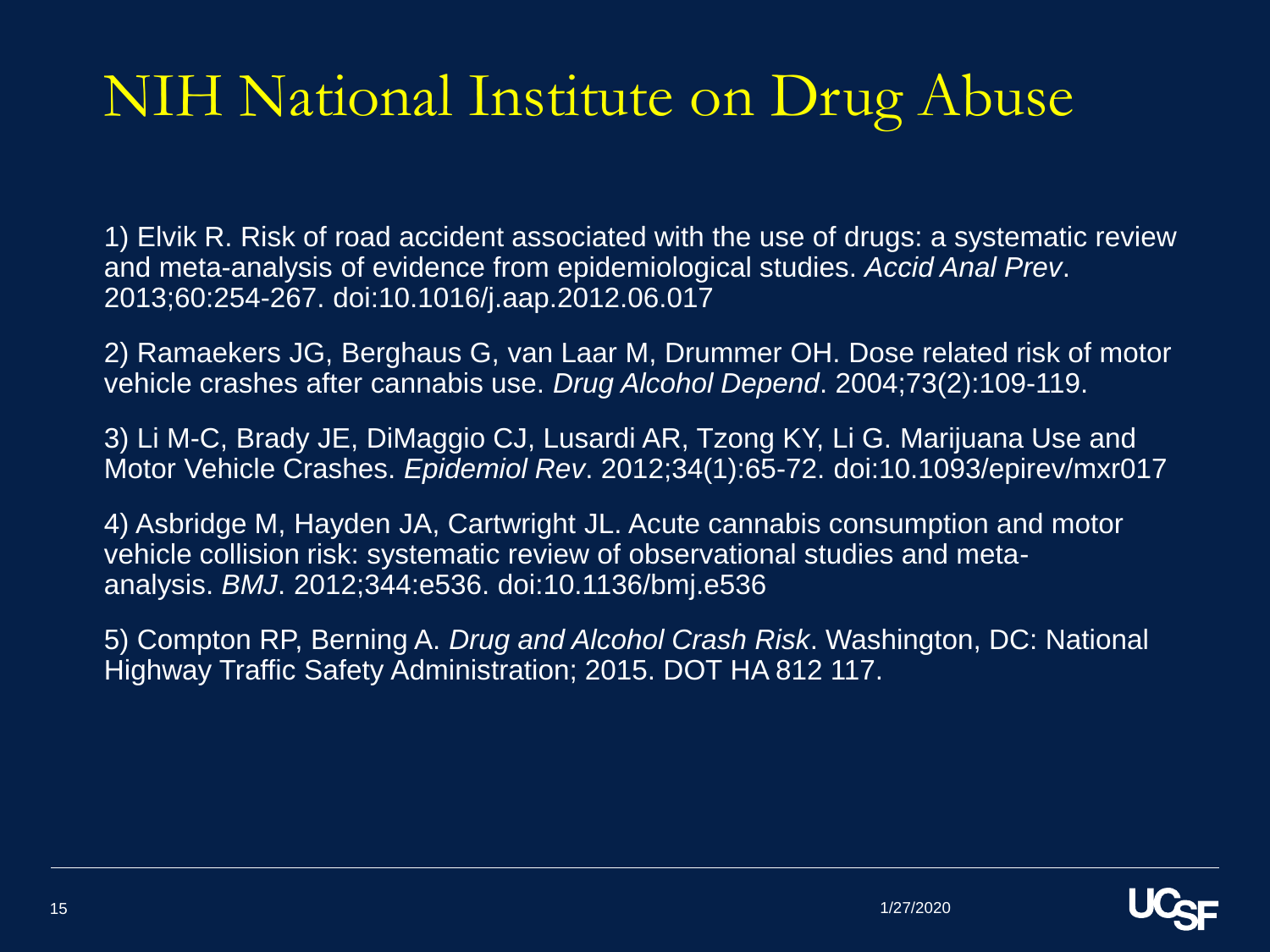# NIH National Institute on Drug Abuse

1) Elvik R. Risk of road accident associated with the use of drugs: a systematic review and meta-analysis of evidence from epidemiological studies. *Accid Anal Prev*. 2013;60:254-267. doi:10.1016/j.aap.2012.06.017

2) Ramaekers JG, Berghaus G, van Laar M, Drummer OH. Dose related risk of motor vehicle crashes after cannabis use. *Drug Alcohol Depend*. 2004;73(2):109-119.

3) Li M-C, Brady JE, DiMaggio CJ, Lusardi AR, Tzong KY, Li G. Marijuana Use and Motor Vehicle Crashes. *Epidemiol Rev*. 2012;34(1):65-72. doi:10.1093/epirev/mxr017

4) Asbridge M, Hayden JA, Cartwright JL. Acute cannabis consumption and motor vehicle collision risk: systematic review of observational studies and meta-analysis. *BMJ*. 2012;344:e536. doi:10.1136/bmj.e536

5) Compton RP, Berning A. *Drug and Alcohol Crash Risk*. Washington, DC: National Highway Traffic Safety Administration; 2015. DOT HA 812 117.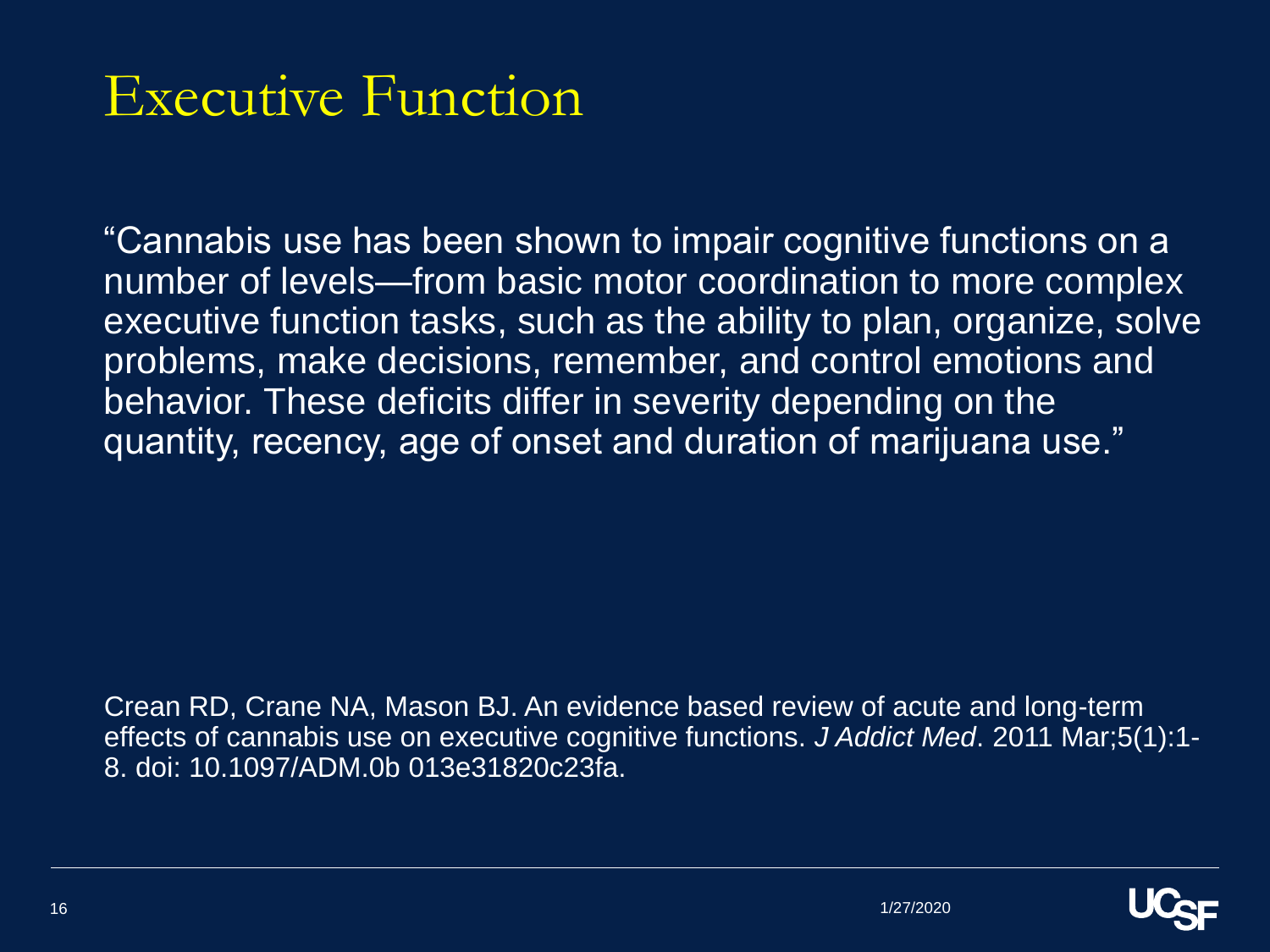# Executive Function

"Cannabis use has been shown to impair cognitive functions on a number of levels—from basic motor coordination to more complex executive function tasks, such as the ability to plan, organize, solve problems, make decisions, remember, and control emotions and behavior. These deficits differ in severity depending on the quantity, recency, age of onset and duration of marijuana use."

Crean RD, Crane NA, Mason BJ. An evidence based review of acute and long-term effects of cannabis use on executive cognitive functions. *J Addict Med*. 2011 Mar;5(1):1-8. doi: 10.1097/ADM.0b 013e31820c23fa.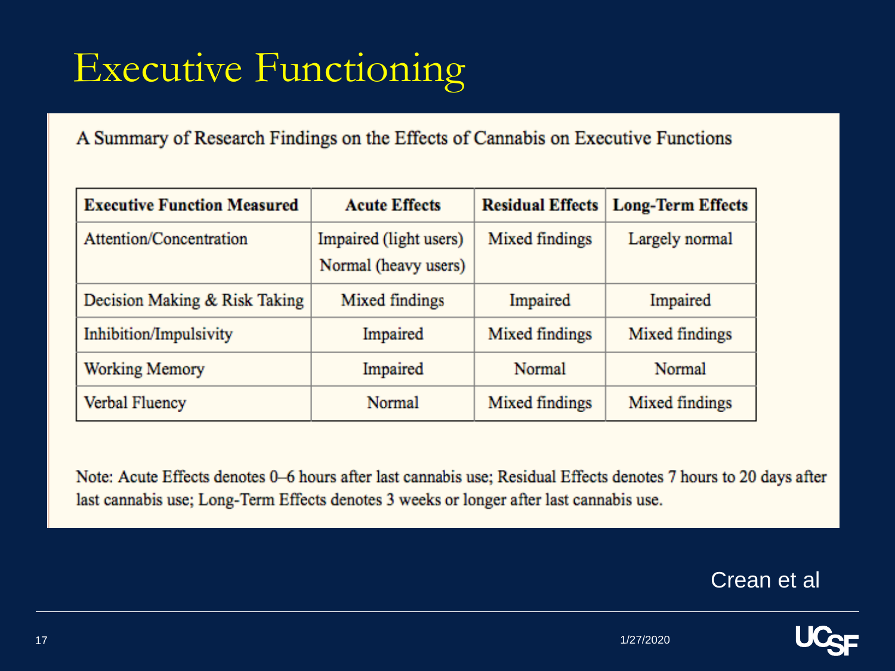# Executive Functioning

A Summary of Research Findings on the Effects of Cannabis on Executive Functions

| Executive Function Measured | Acute Effects | Residual Effects | Long-Term Effects |
|---|---|---|---|
| Attention/Concentration | Impaired (light users) Normal (heavy users) | Mixed findings | Largely normal |
| Decision Making & Risk Taking | Mixed findings | Impaired | Impaired |
| Inhibition/Impulsivity | Impaired | Mixed findings | Mixed findings |
| Working Memory | Impaired | Normal | Normal |
| Verbal Fluency | Normal | Mixed findings | Mixed findings |

Note: Acute Effects denotes 0–6 hours after last cannabis use; Residual Effects denotes 7 hours to 20 days after last cannabis use; Long-Term Effects denotes 3 weeks or longer after last cannabis use.

Crean et al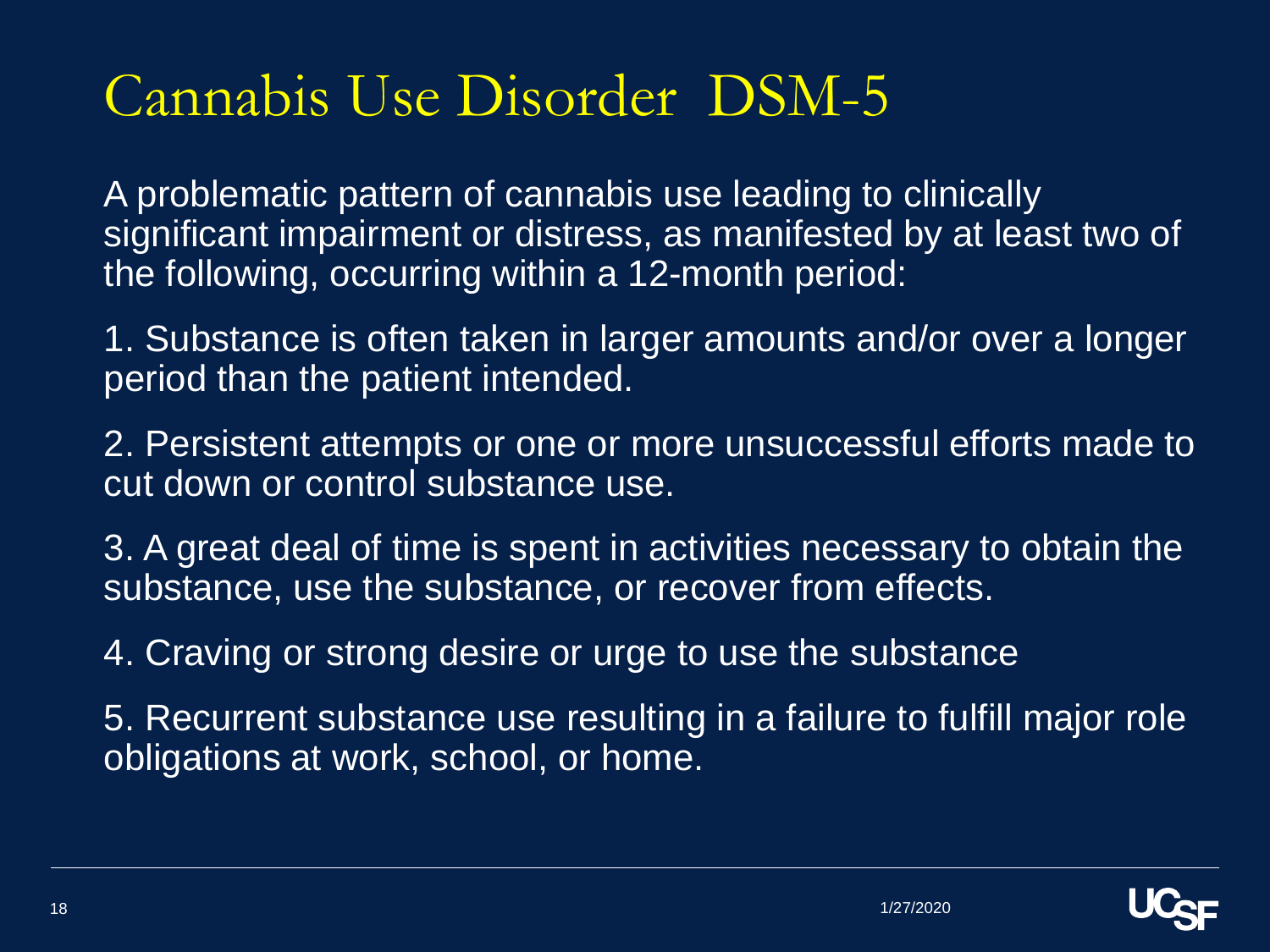# Cannabis Use Disorder DSM-5

A problematic pattern of cannabis use leading to clinically significant impairment or distress, as manifested by at least two of the following, occurring within a 12-month period:

1. Substance is often taken in larger amounts and/or over a longer period than the patient intended.

2. Persistent attempts or one or more unsuccessful efforts made to cut down or control substance use.

3. A great deal of time is spent in activities necessary to obtain the substance, use the substance, or recover from effects.

4. Craving or strong desire or urge to use the substance

5. Recurrent substance use resulting in a failure to fulfill major role obligations at work, school, or home.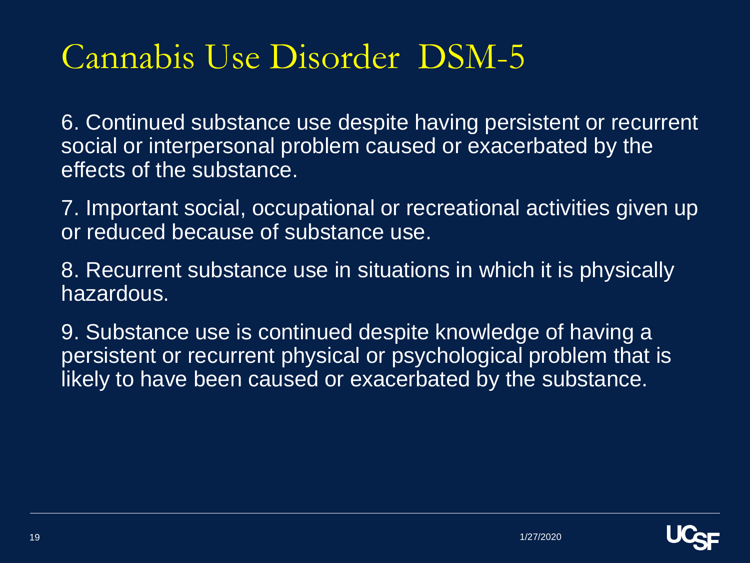# Cannabis Use Disorder DSM-5

6. Continued substance use despite having persistent or recurrent social or interpersonal problem caused or exacerbated by the effects of the substance.

7. Important social, occupational or recreational activities given up or reduced because of substance use.

8. Recurrent substance use in situations in which it is physically hazardous.

9. Substance use is continued despite knowledge of having a persistent or recurrent physical or psychological problem that is likely to have been caused or exacerbated by the substance.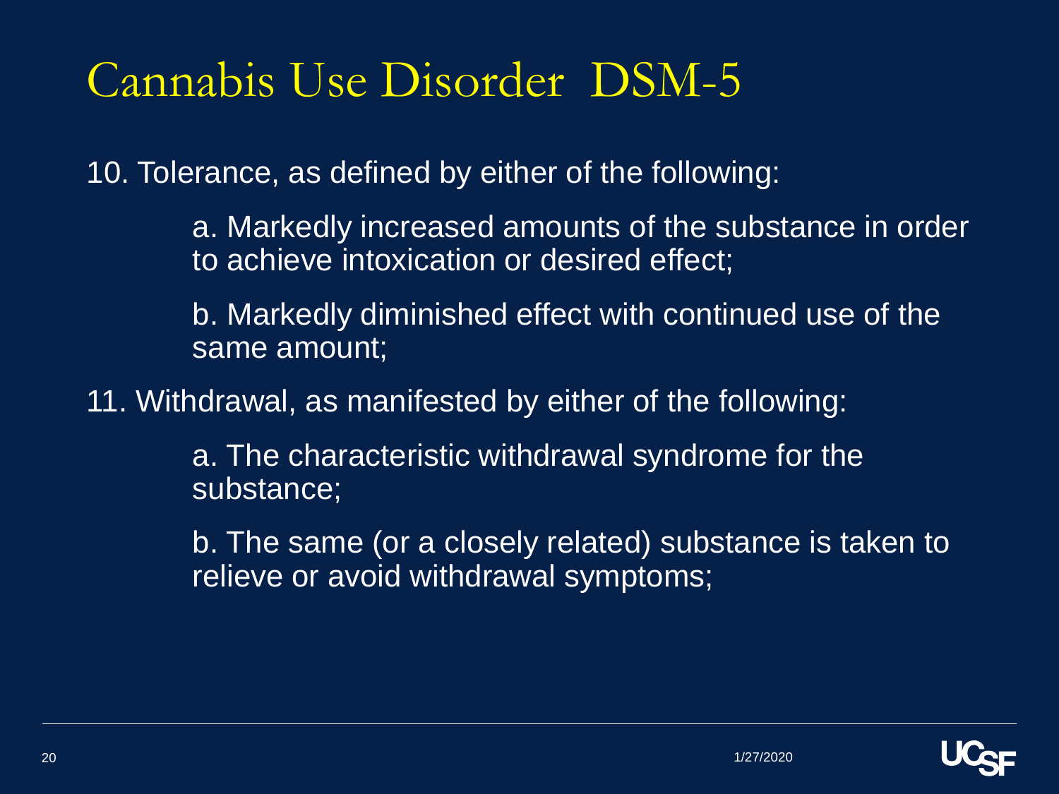# Cannabis Use Disorder DSM-5

10. Tolerance, as defined by either of the following:

    a. Markedly increased amounts of the substance in order to achieve intoxication or desired effect;

    b. Markedly diminished effect with continued use of the same amount;

11. Withdrawal, as manifested by either of the following:

    a. The characteristic withdrawal syndrome for the substance;

    b. The same (or a closely related) substance is taken to relieve or avoid withdrawal symptoms;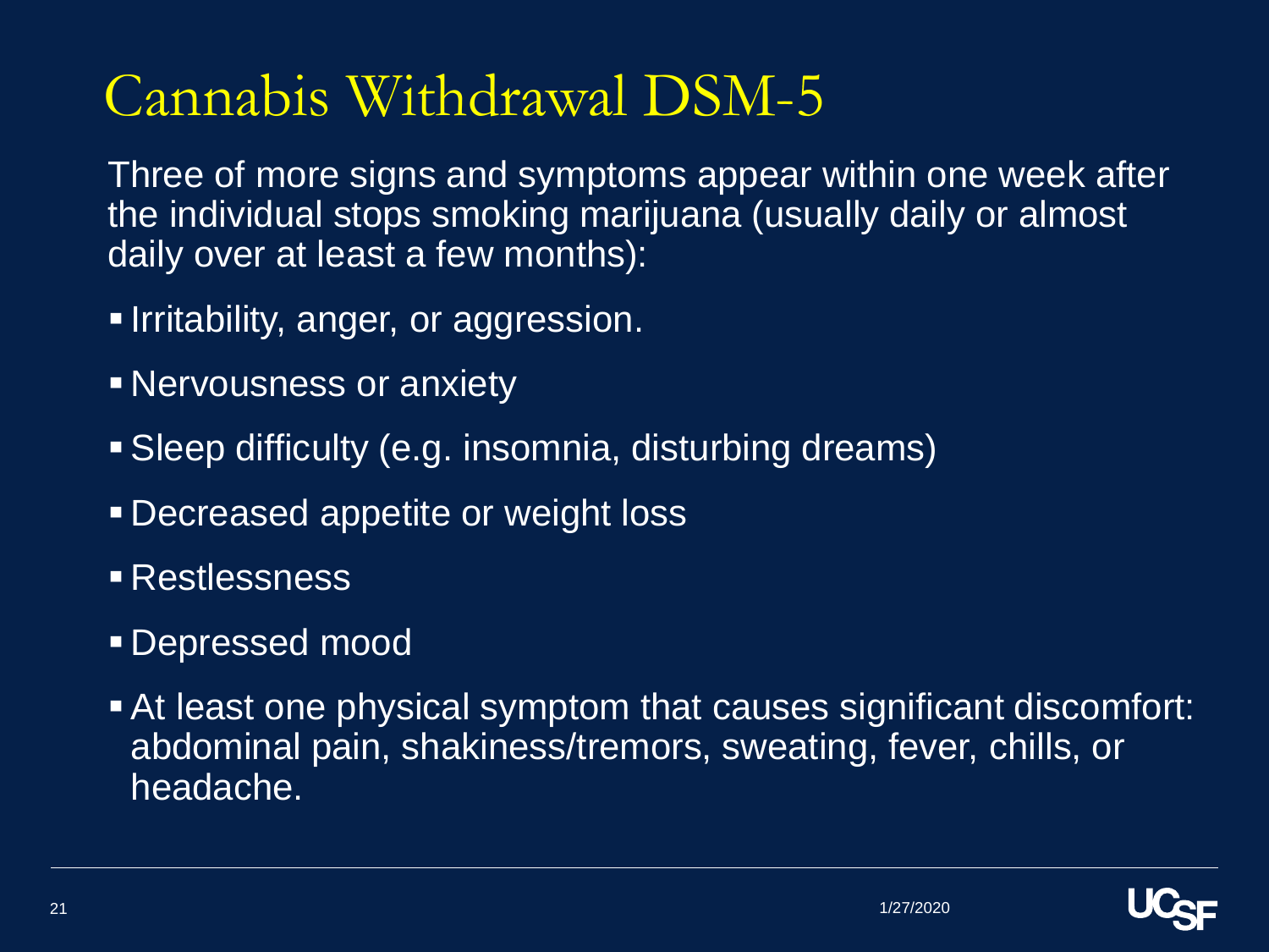# Cannabis Withdrawal DSM-5

Three of more signs and symptoms appear within one week after the individual stops smoking marijuana (usually daily or almost daily over at least a few months):

- Irritability, anger, or aggression.
- Nervousness or anxiety
- Sleep difficulty (e.g. insomnia, disturbing dreams)
- Decreased appetite or weight loss
- Restlessness
- Depressed mood
- At least one physical symptom that causes significant discomfort: abdominal pain, shakiness/tremors, sweating, fever, chills, or headache.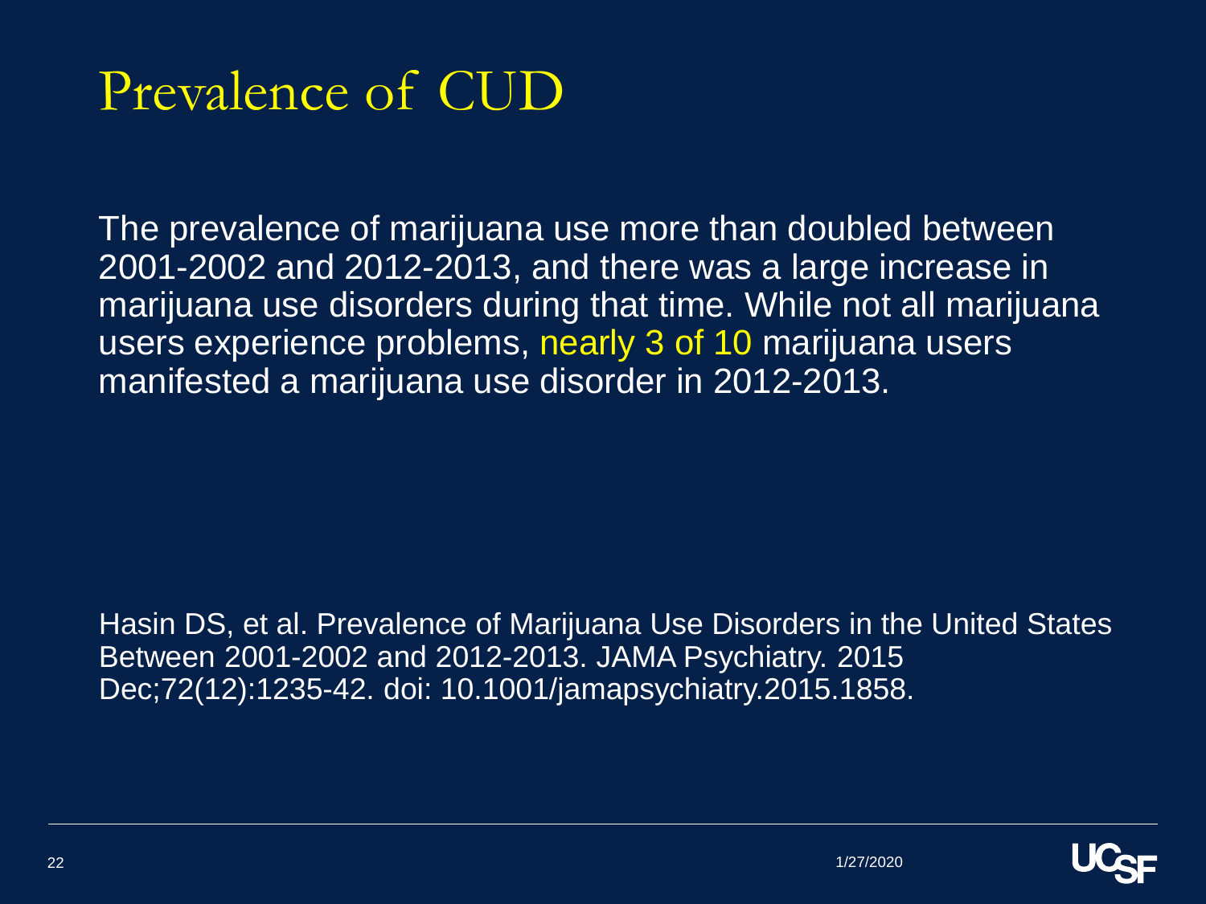# Prevalence of CUD

The prevalence of marijuana use more than doubled between 2001-2002 and 2012-2013, and there was a large increase in marijuana use disorders during that time. While not all marijuana users experience problems, nearly 3 of 10 marijuana users manifested a marijuana use disorder in 2012-2013.

Hasin DS, et al. Prevalence of Marijuana Use Disorders in the United States Between 2001-2002 and 2012-2013. JAMA Psychiatry. 2015 Dec;72(12):1235-42. doi: 10.1001/jamapsychiatry.2015.1858.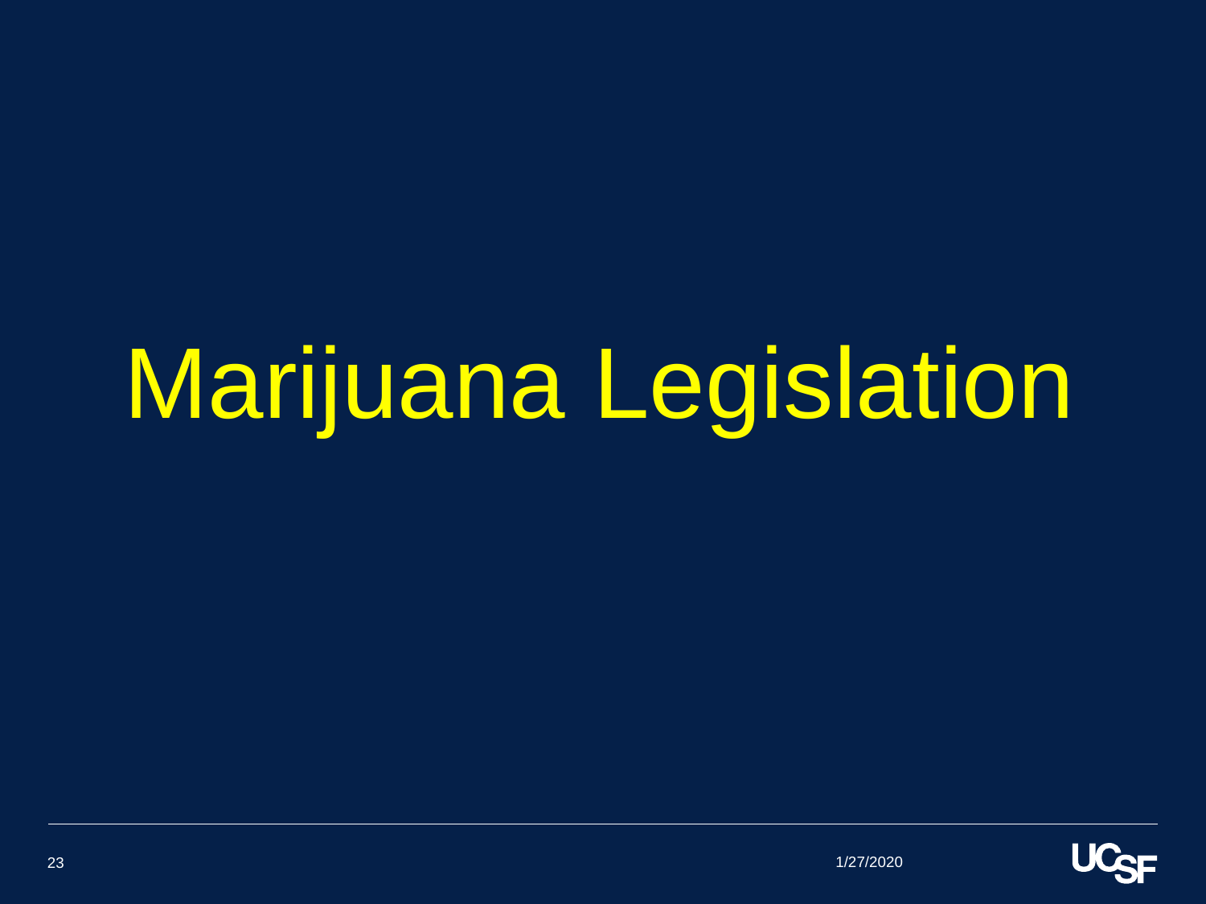# Marijuana Legislation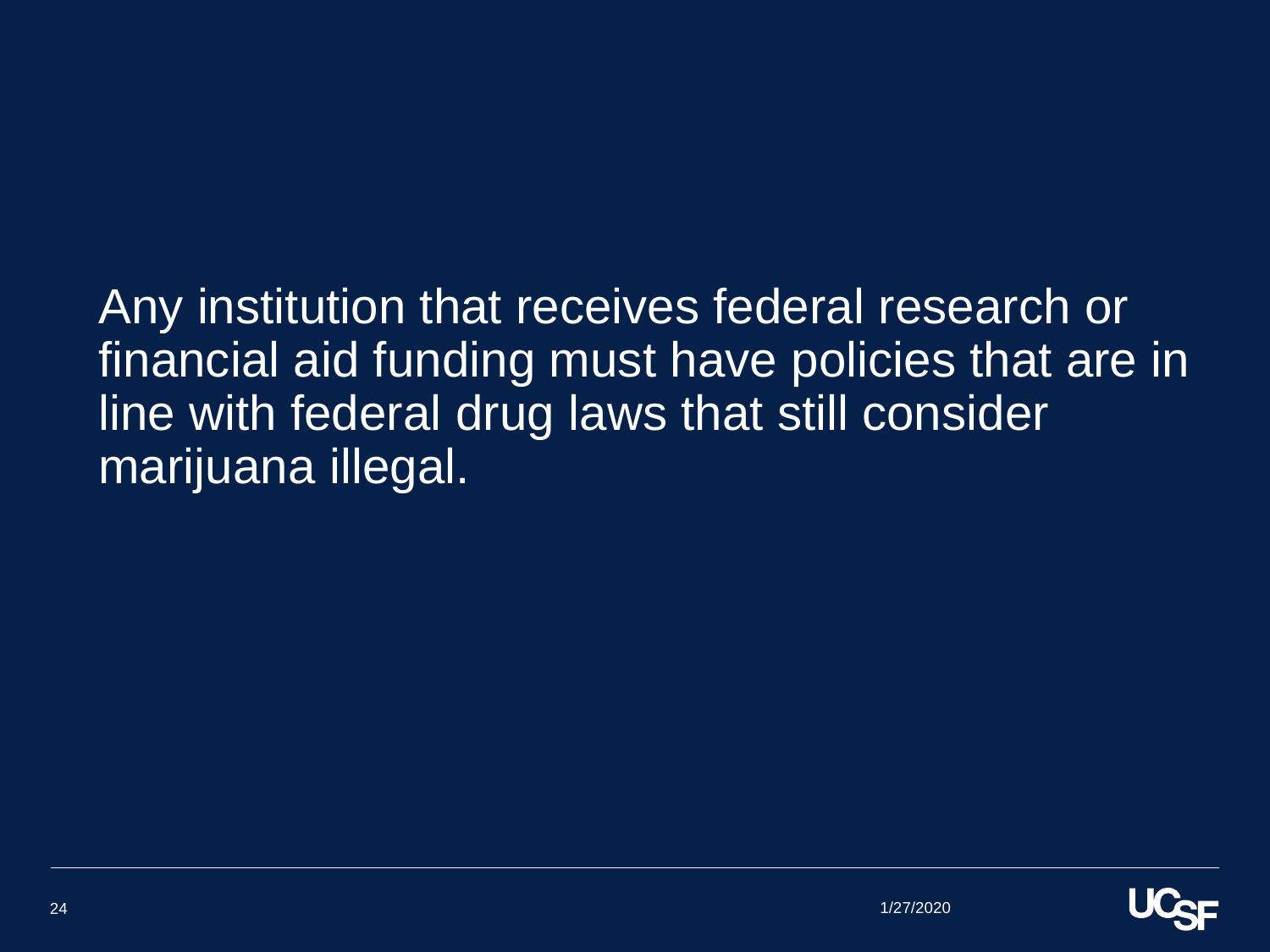Any institution that receives federal research or financial aid funding must have policies that are in line with federal drug laws that still consider marijuana illegal.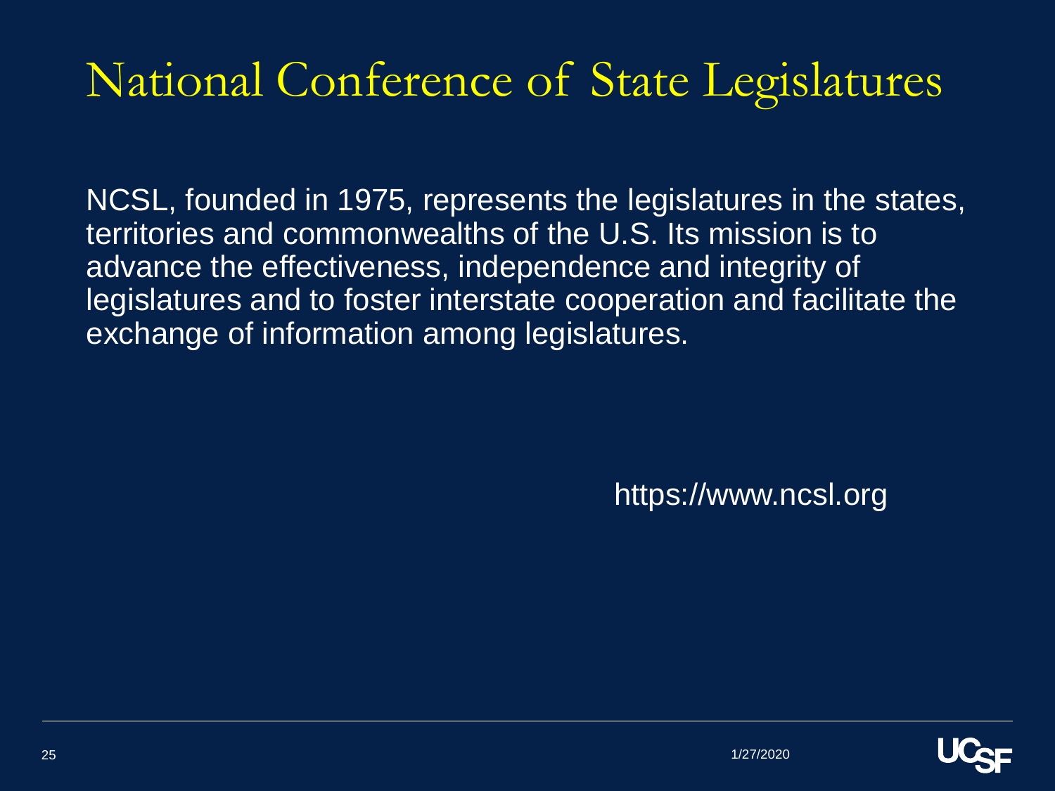# National Conference of State Legislatures

NCSL, founded in 1975, represents the legislatures in the states, territories and commonwealths of the U.S. Its mission is to advance the effectiveness, independence and integrity of legislatures and to foster interstate cooperation and facilitate the exchange of information among legislatures.

https://www.ncsl.org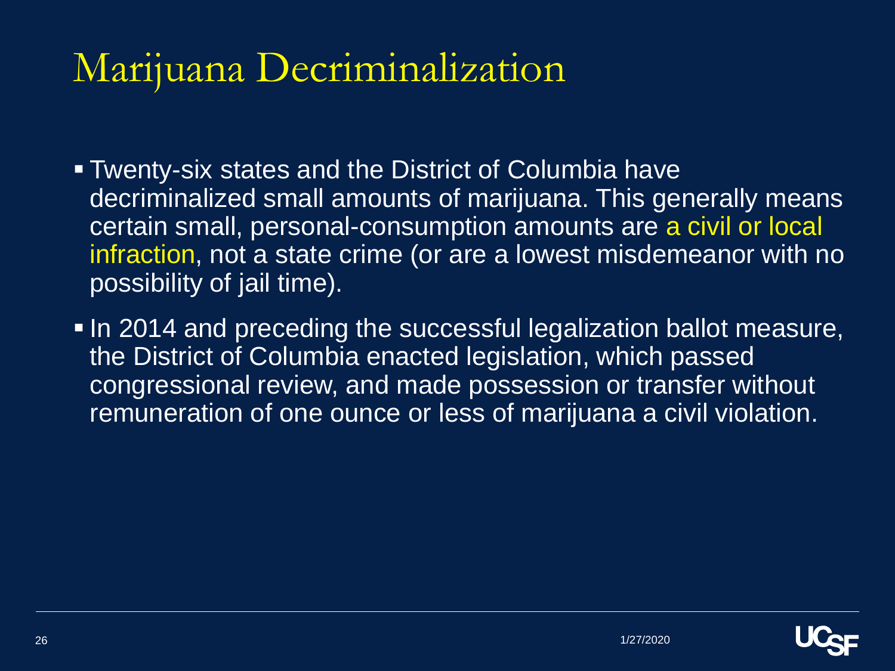# Marijuana Decriminalization

- Twenty-six states and the District of Columbia have decriminalized small amounts of marijuana. This generally means certain small, personal-consumption amounts are a civil or local infraction, not a state crime (or are a lowest misdemeanor with no possibility of jail time).
- In 2014 and preceding the successful legalization ballot measure, the District of Columbia enacted legislation, which passed congressional review, and made possession or transfer without remuneration of one ounce or less of marijuana a civil violation.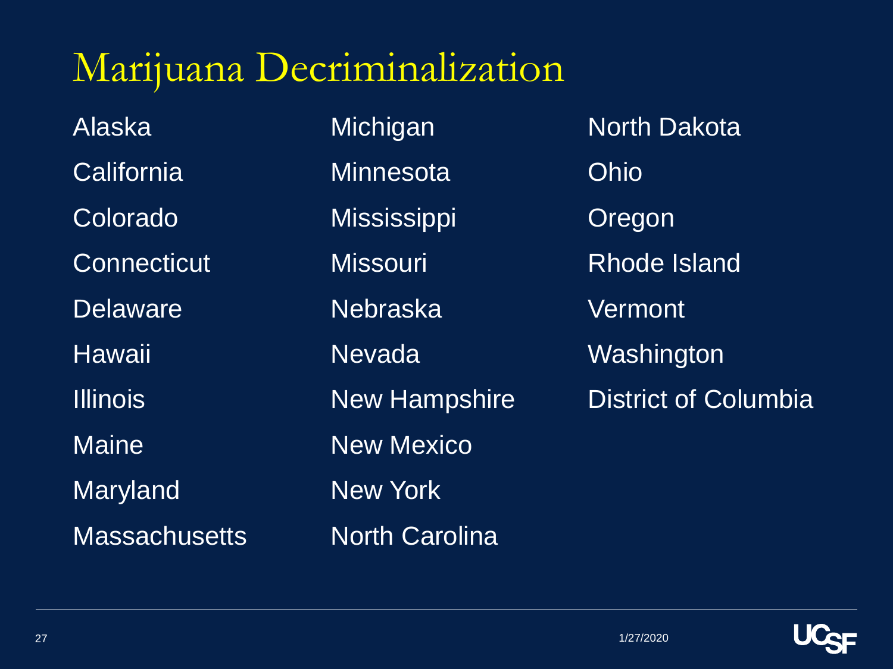# Marijuana Decriminalization

- Alaska
- California
- Colorado
- Connecticut
- Delaware
- Hawaii
- Illinois
- Maine
- Maryland
- Massachusetts
- Michigan
- Minnesota
- Mississippi
- Missouri
- Nebraska
- Nevada
- New Hampshire
- New Mexico
- New York
- North Carolina
- North Dakota
- Ohio
- Oregon
- Rhode Island
- Vermont
- Washington
- District of Columbia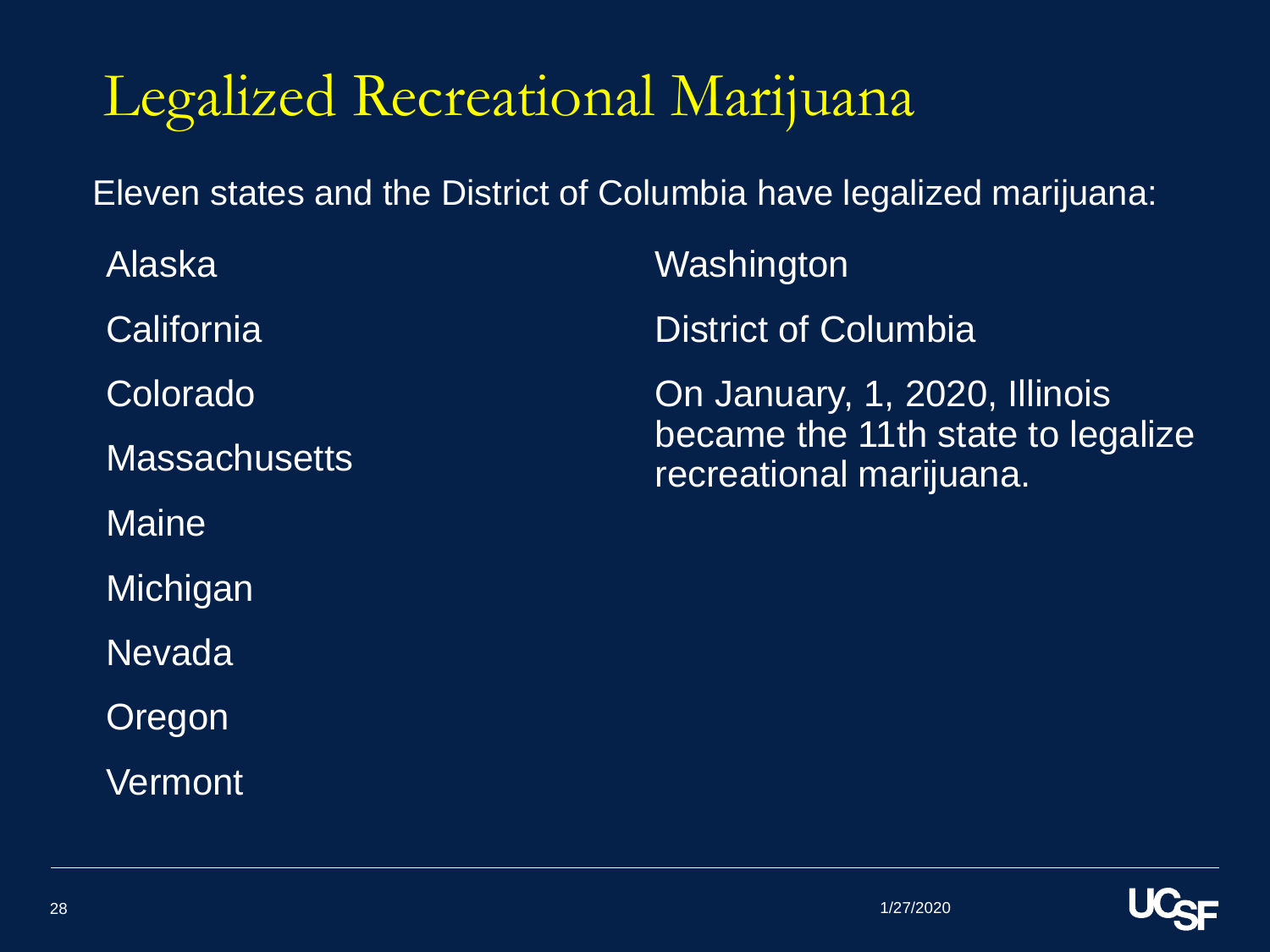# Legalized Recreational Marijuana

Eleven states and the District of Columbia have legalized marijuana:

- Alaska
- California
- Colorado
- Massachusetts
- Maine
- Michigan
- Nevada
- Oregon
- Vermont
- Washington
- District of Columbia

On January, 1, 2020, Illinois became the 11th state to legalize recreational marijuana.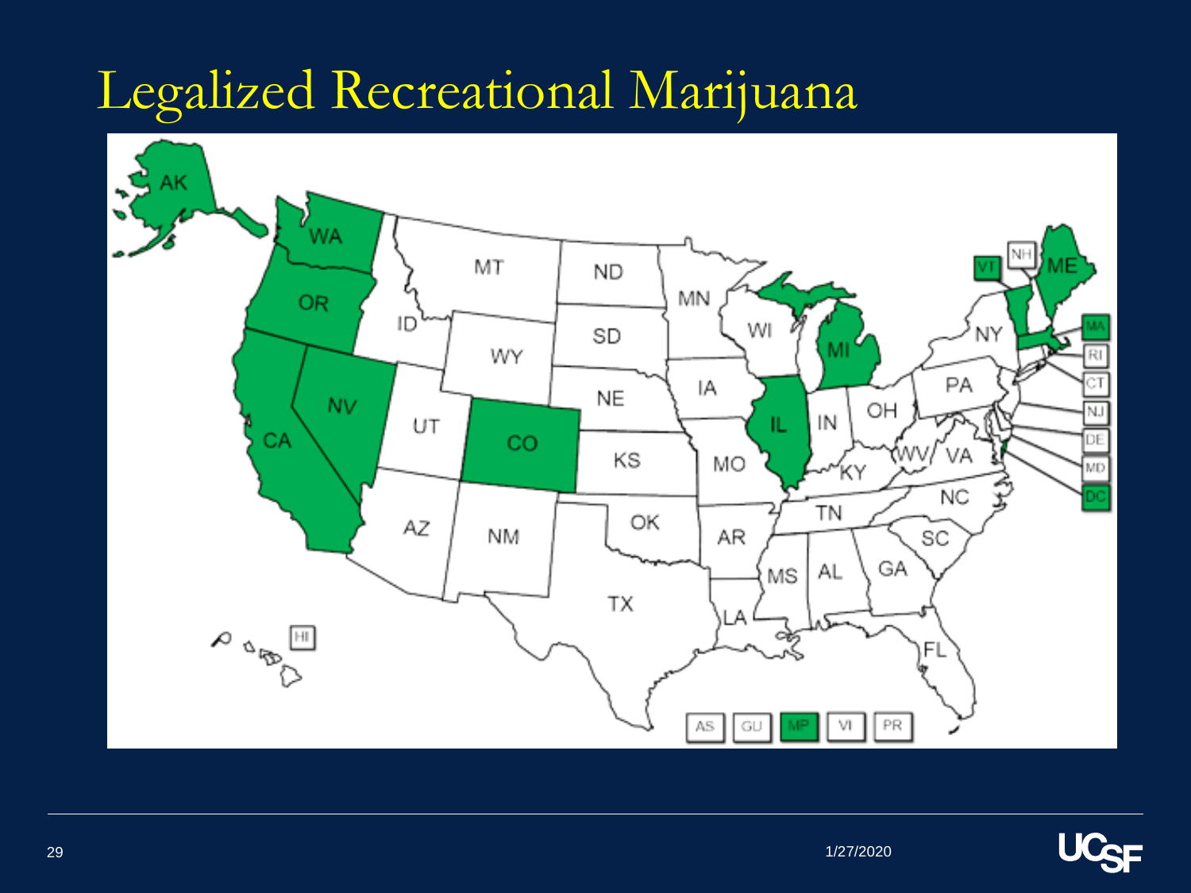# Legalized Recreational Marijuana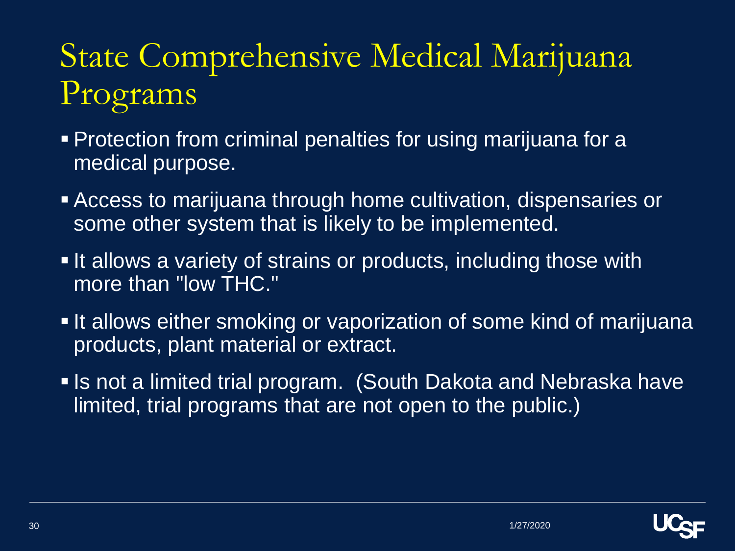# State Comprehensive Medical Marijuana Programs

- Protection from criminal penalties for using marijuana for a medical purpose.
- Access to marijuana through home cultivation, dispensaries or some other system that is likely to be implemented.
- It allows a variety of strains or products, including those with more than "low THC."
- It allows either smoking or vaporization of some kind of marijuana products, plant material or extract.
- Is not a limited trial program. (South Dakota and Nebraska have limited, trial programs that are not open to the public.)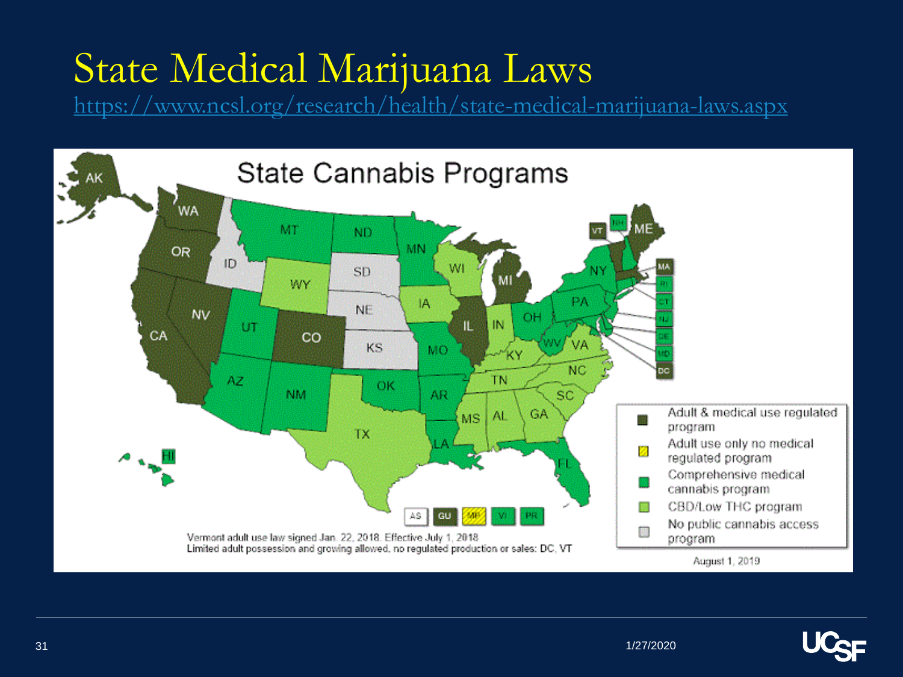# State Medical Marijuana Laws

https://www.ncsl.org/research/health/state-medical-marijuana-laws.aspx

## State Cannabis Programs

| Legend |
| --- |
| Adult & medical use regulated program |
| Adult use only no medical regulated program |
| Comprehensive medical cannabis program |
| CBD/Low THC program |
| No public cannabis access program |

Vermont adult use law signed Jan. 22, 2018. Effective July 1, 2018
Limited adult possession and growing allowed, no regulated production or sales: DC, VT

August 1, 2019

1/27/2020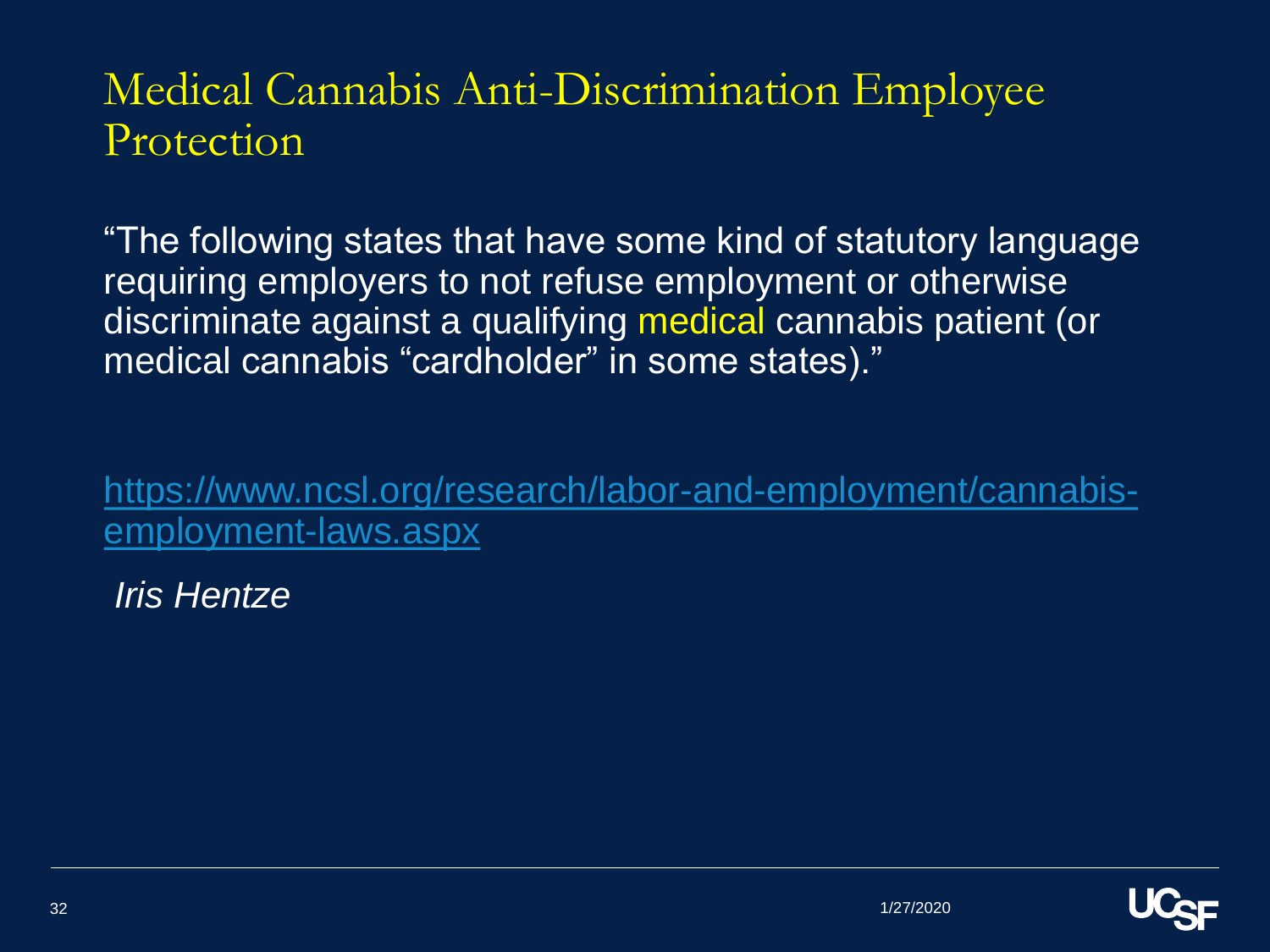# Medical Cannabis Anti-Discrimination Employee Protection

"The following states that have some kind of statutory language requiring employers to not refuse employment or otherwise discriminate against a qualifying medical cannabis patient (or medical cannabis "cardholder" in some states)."

https://www.ncsl.org/research/labor-and-employment/cannabis-employment-laws.aspx

*Iris Hentze*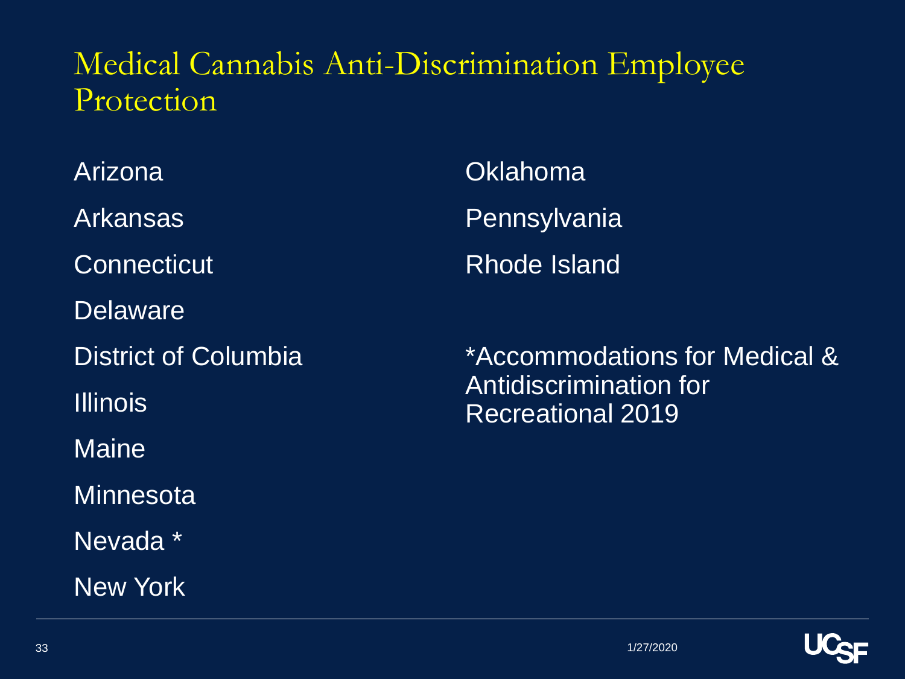# Medical Cannabis Anti-Discrimination Employee Protection

- Arizona
- Arkansas
- Connecticut
- Delaware
- District of Columbia
- Illinois
- Maine
- Minnesota
- Nevada *
- New York
- Oklahoma
- Pennsylvania
- Rhode Island

*Accommodations for Medical & Antidiscrimination for Recreational 2019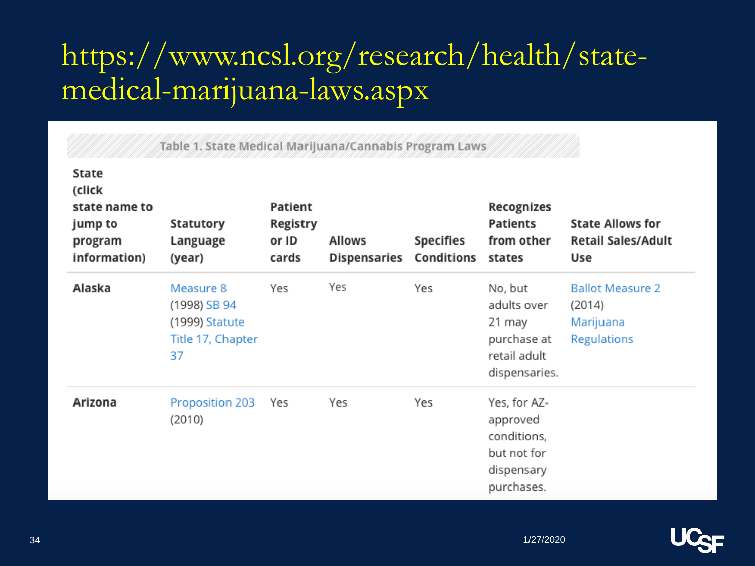# https://www.ncsl.org/research/health/state-medical-marijuana-laws.aspx

**Table 1. State Medical Marijuana/Cannabis Program Laws**

| State (click state name to jump to program information) | Statutory Language (year) | Patient Registry or ID cards | Allows Dispensaries | Specifies Conditions | Recognizes Patients from other states | State Allows for Retail Sales/Adult Use |
|---|---|---|---|---|---|---|
| **Alaska** | Measure 8 (1998) SB 94 (1999) Statute Title 17, Chapter 37 | Yes | Yes | Yes | No, but adults over 21 may purchase at retail adult dispensaries. | Ballot Measure 2 (2014) Marijuana Regulations |
| **Arizona** | Proposition 203 (2010) | Yes | Yes | Yes | Yes, for AZ-approved conditions, but not for dispensary purchases. | |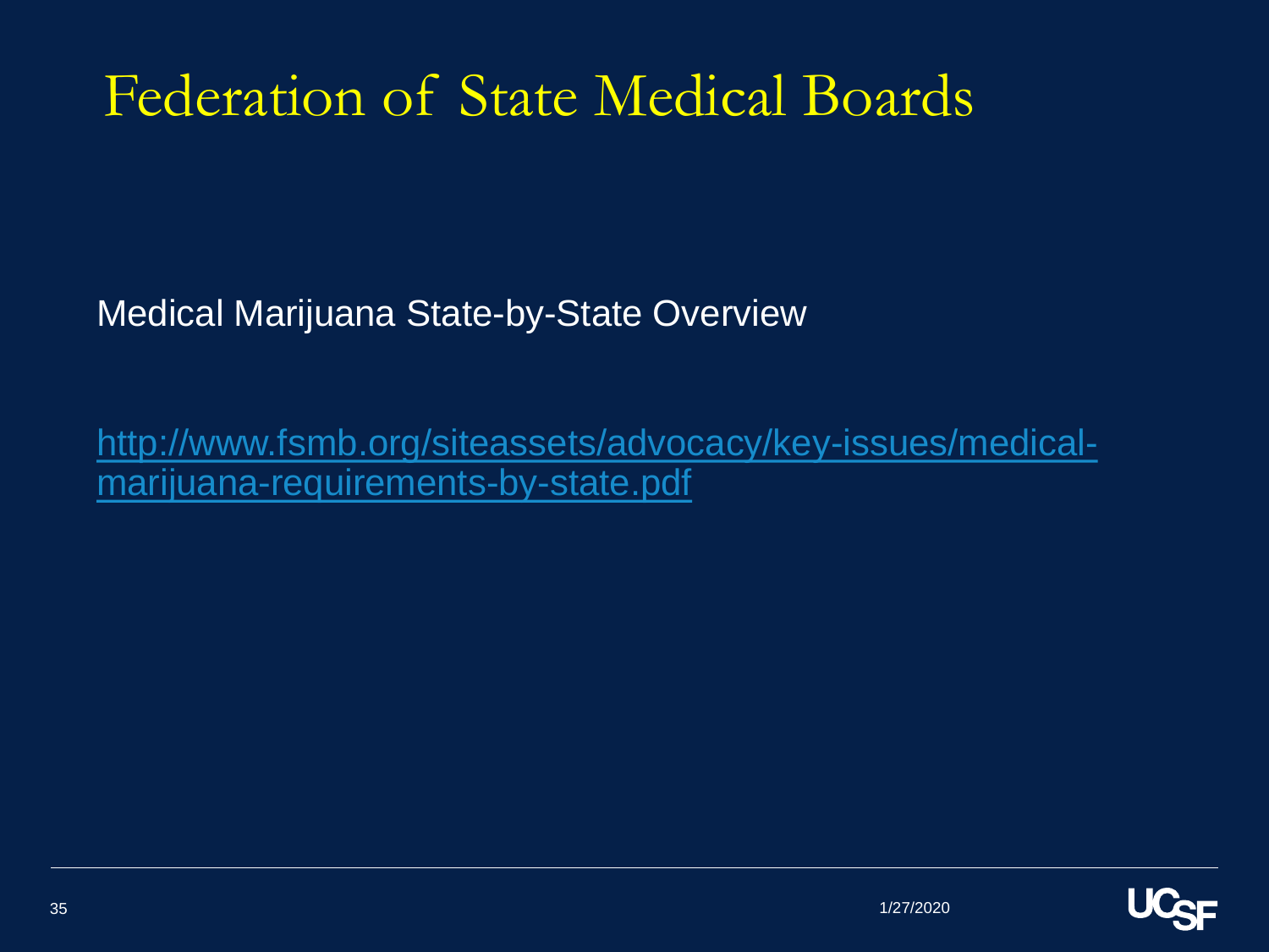# Federation of State Medical Boards

Medical Marijuana State-by-State Overview

[http://www.fsmb.org/siteassets/advocacy/key-issues/medical-marijuana-requirements-by-state.pdf](http://www.fsmb.org/siteassets/advocacy/key-issues/medical-marijuana-requirements-by-state.pdf)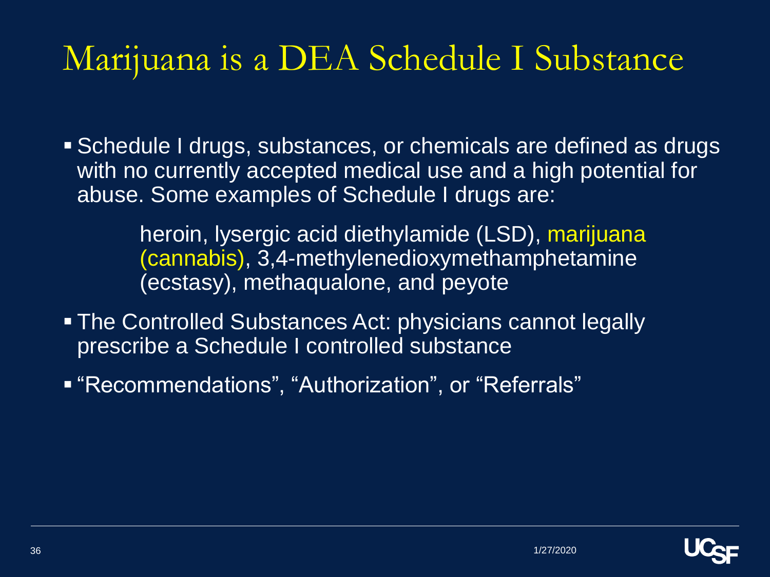# Marijuana is a DEA Schedule I Substance

- Schedule I drugs, substances, or chemicals are defined as drugs with no currently accepted medical use and a high potential for abuse. Some examples of Schedule I drugs are:

  heroin, lysergic acid diethylamide (LSD), marijuana (cannabis), 3,4-methylenedioxymethamphetamine (ecstasy), methaqualone, and peyote

- The Controlled Substances Act: physicians cannot legally prescribe a Schedule I controlled substance
- “Recommendations”, “Authorization”, or “Referrals”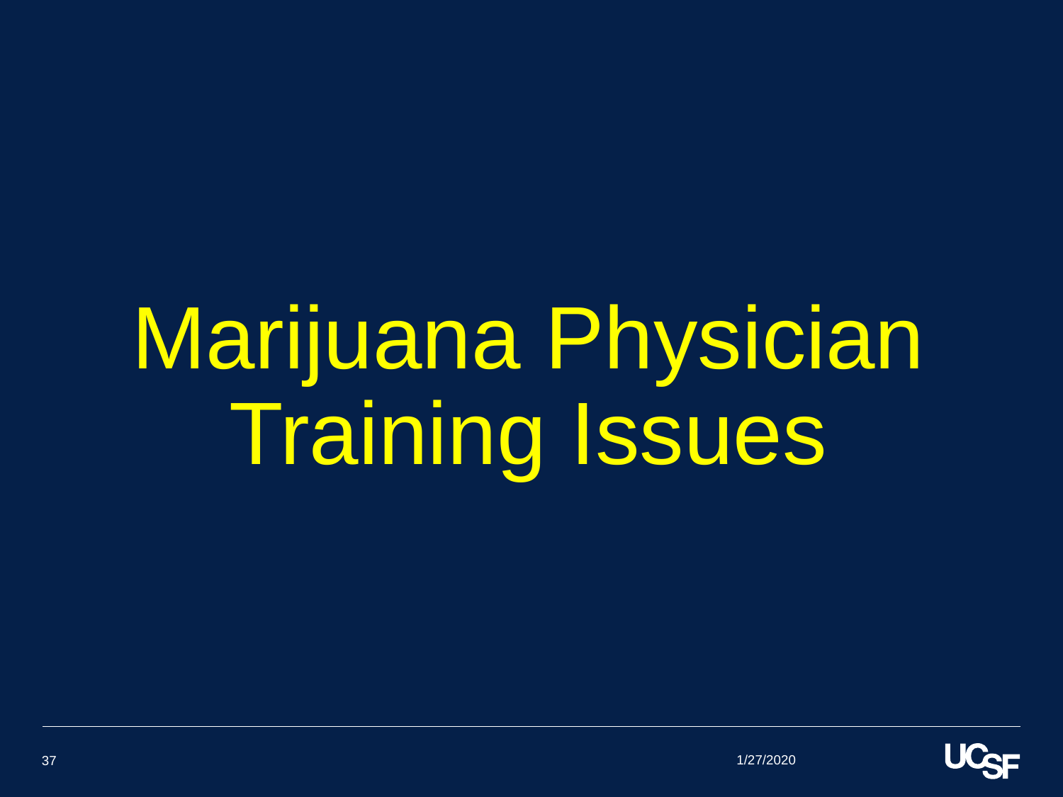# Marijuana Physician Training Issues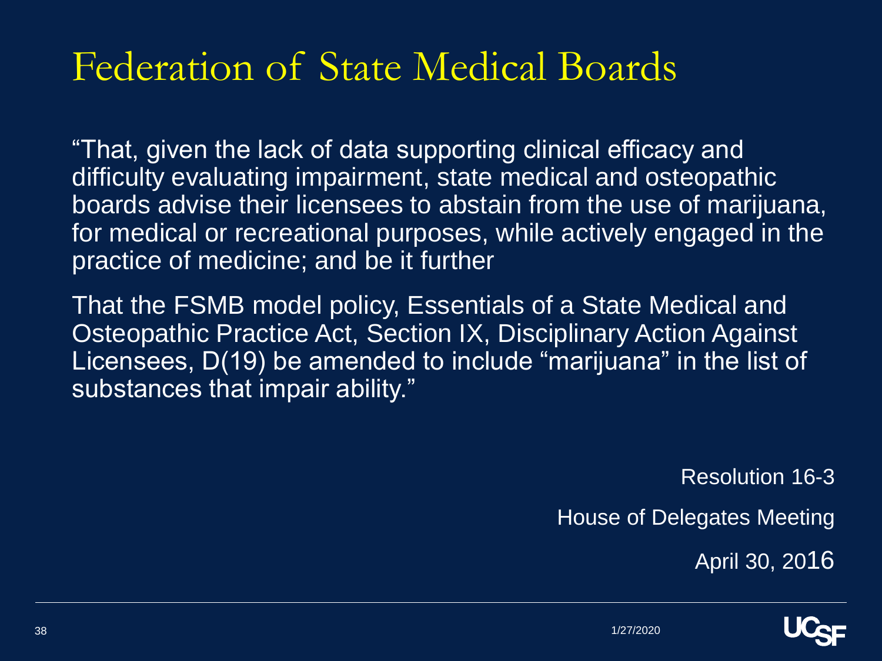# Federation of State Medical Boards

"That, given the lack of data supporting clinical efficacy and difficulty evaluating impairment, state medical and osteopathic boards advise their licensees to abstain from the use of marijuana, for medical or recreational purposes, while actively engaged in the practice of medicine; and be it further

That the FSMB model policy, Essentials of a State Medical and Osteopathic Practice Act, Section IX, Disciplinary Action Against Licensees, D(19) be amended to include "marijuana" in the list of substances that impair ability."

Resolution 16-3

House of Delegates Meeting

April 30, 2016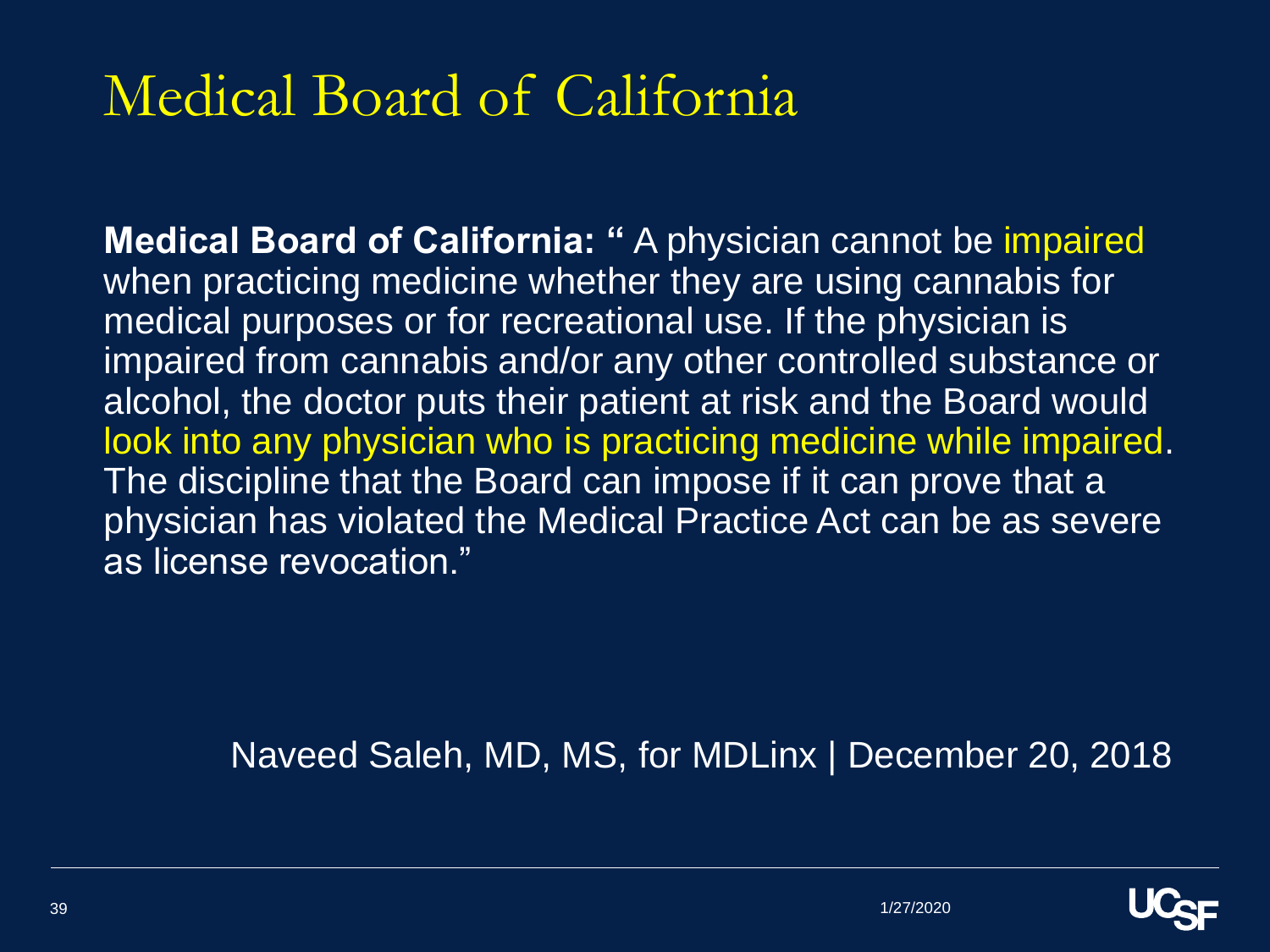# Medical Board of California

**Medical Board of California: "** A physician cannot be impaired when practicing medicine whether they are using cannabis for medical purposes or for recreational use. If the physician is impaired from cannabis and/or any other controlled substance or alcohol, the doctor puts their patient at risk and the Board would look into any physician who is practicing medicine while impaired. The discipline that the Board can impose if it can prove that a physician has violated the Medical Practice Act can be as severe as license revocation."

Naveed Saleh, MD, MS, for MDLinx | December 20, 2018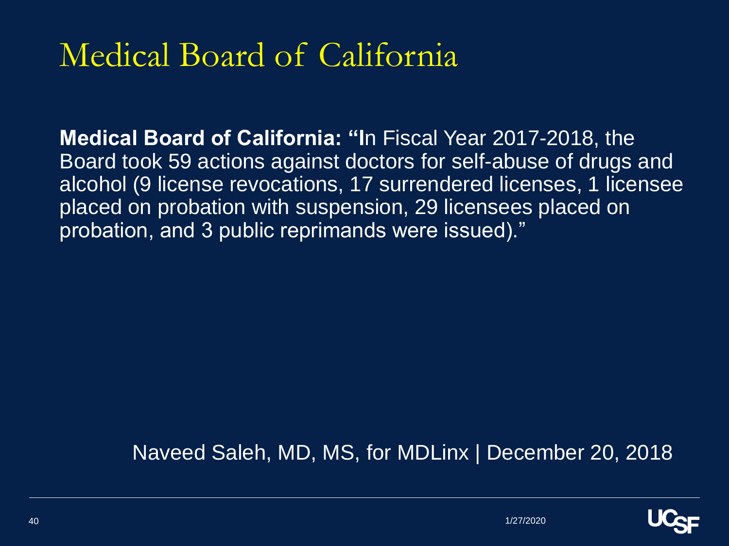# Medical Board of California

**Medical Board of California: "I**n Fiscal Year 2017-2018, the Board took 59 actions against doctors for self-abuse of drugs and alcohol (9 license revocations, 17 surrendered licenses, 1 licensee placed on probation with suspension, 29 licensees placed on probation, and 3 public reprimands were issued)."

Naveed Saleh, MD, MS, for MDLinx | December 20, 2018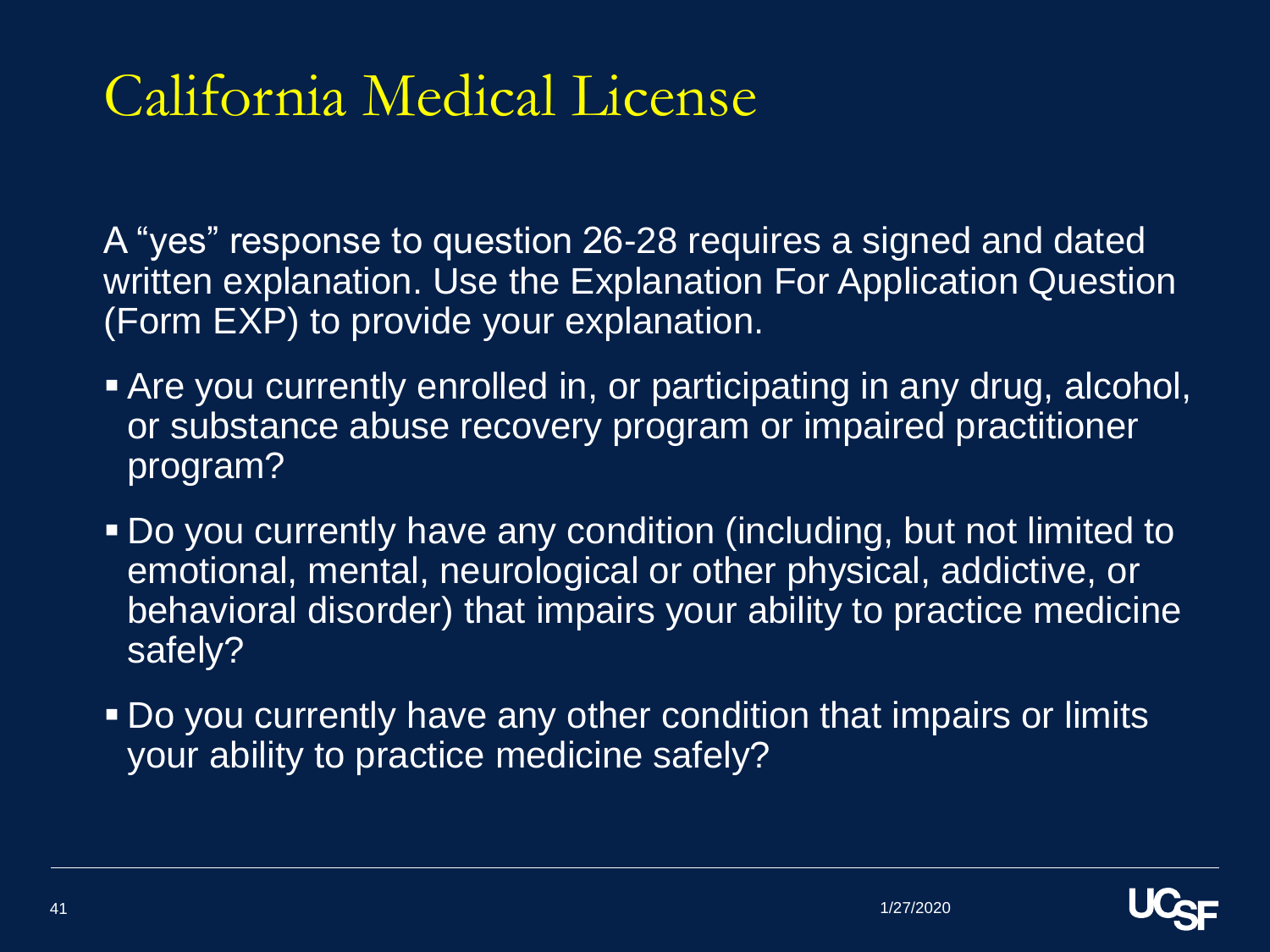# California Medical License

A "yes" response to question 26-28 requires a signed and dated written explanation. Use the Explanation For Application Question (Form EXP) to provide your explanation.

- Are you currently enrolled in, or participating in any drug, alcohol, or substance abuse recovery program or impaired practitioner program?
- Do you currently have any condition (including, but not limited to emotional, mental, neurological or other physical, addictive, or behavioral disorder) that impairs your ability to practice medicine safely?
- Do you currently have any other condition that impairs or limits your ability to practice medicine safely?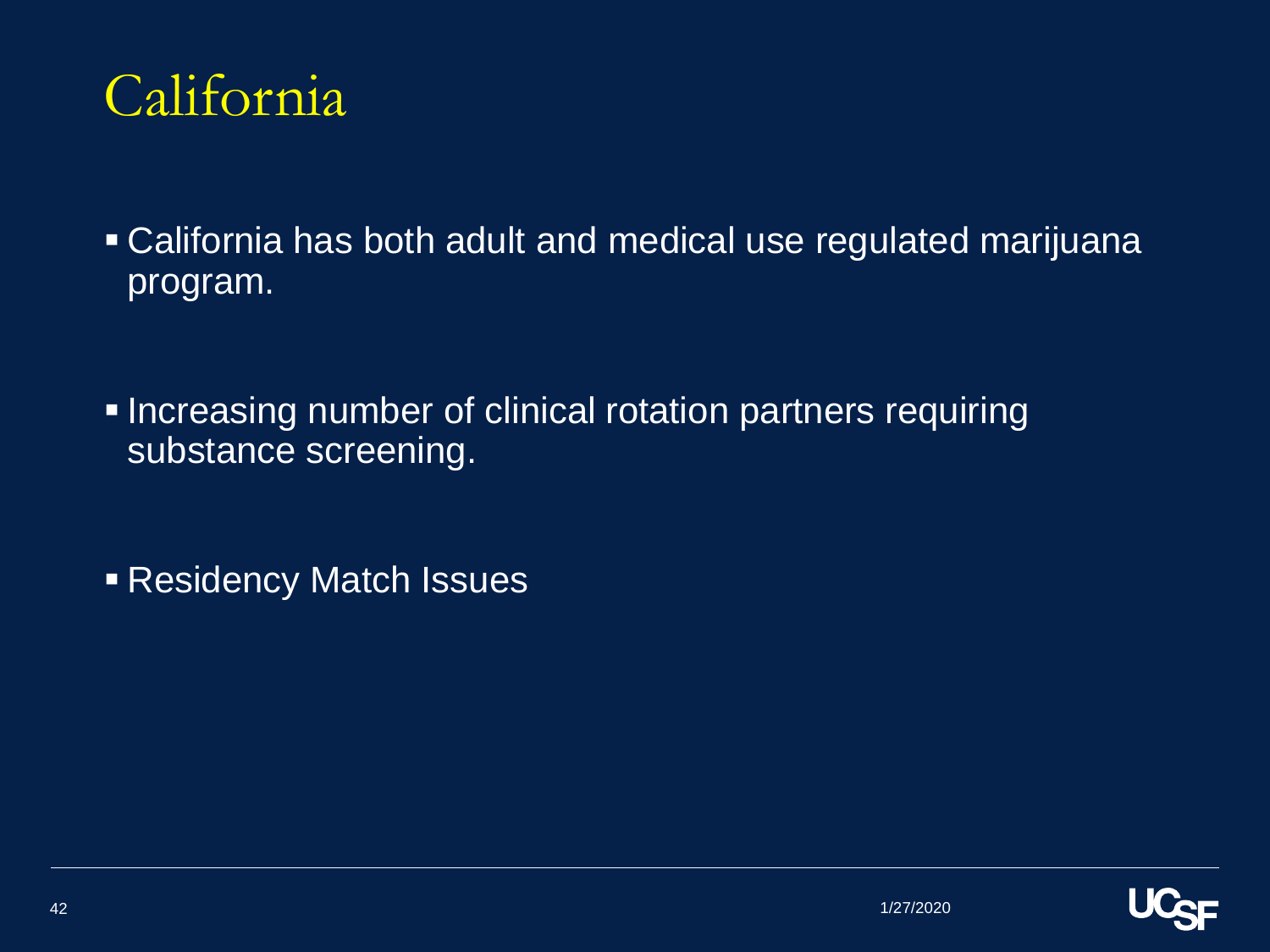# California

- California has both adult and medical use regulated marijuana program.

- Increasing number of clinical rotation partners requiring substance screening.

- Residency Match Issues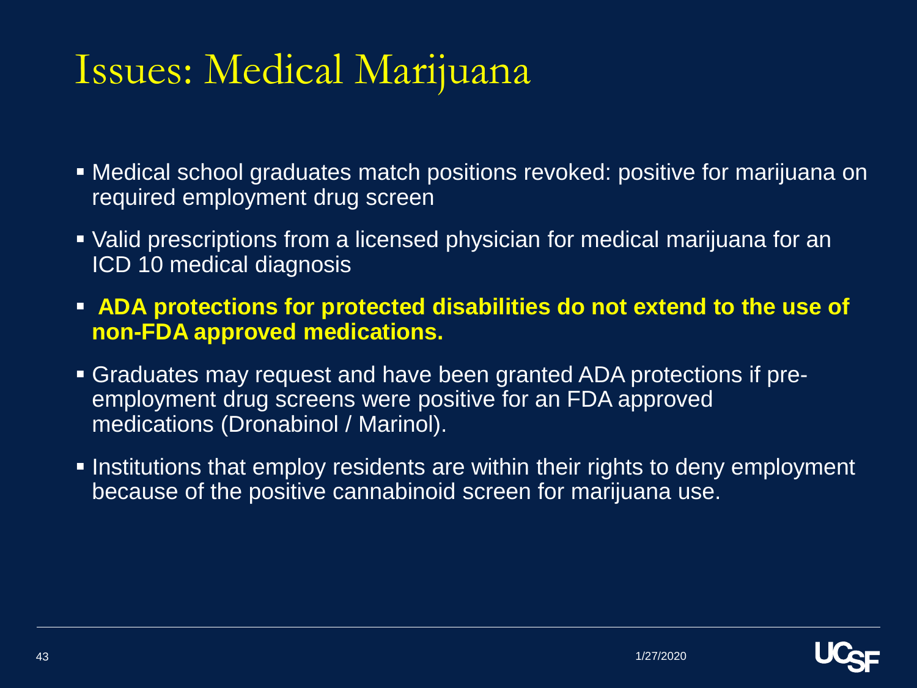# Issues: Medical Marijuana

- Medical school graduates match positions revoked: positive for marijuana on required employment drug screen
- Valid prescriptions from a licensed physician for medical marijuana for an ICD 10 medical diagnosis
- **ADA protections for protected disabilities do not extend to the use of non-FDA approved medications.**
- Graduates may request and have been granted ADA protections if pre-employment drug screens were positive for an FDA approved medications (Dronabinol / Marinol).
- Institutions that employ residents are within their rights to deny employment because of the positive cannabinoid screen for marijuana use.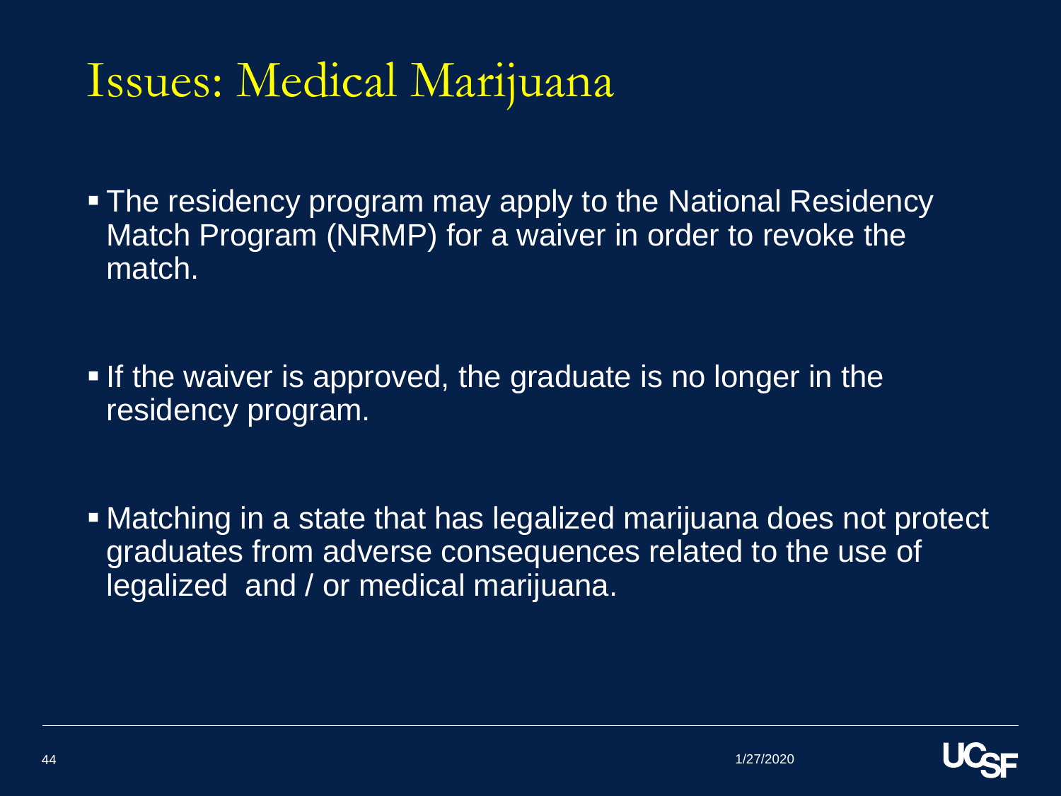# Issues: Medical Marijuana

- The residency program may apply to the National Residency Match Program (NRMP) for a waiver in order to revoke the match.
- If the waiver is approved, the graduate is no longer in the residency program.
- Matching in a state that has legalized marijuana does not protect graduates from adverse consequences related to the use of legalized and / or medical marijuana.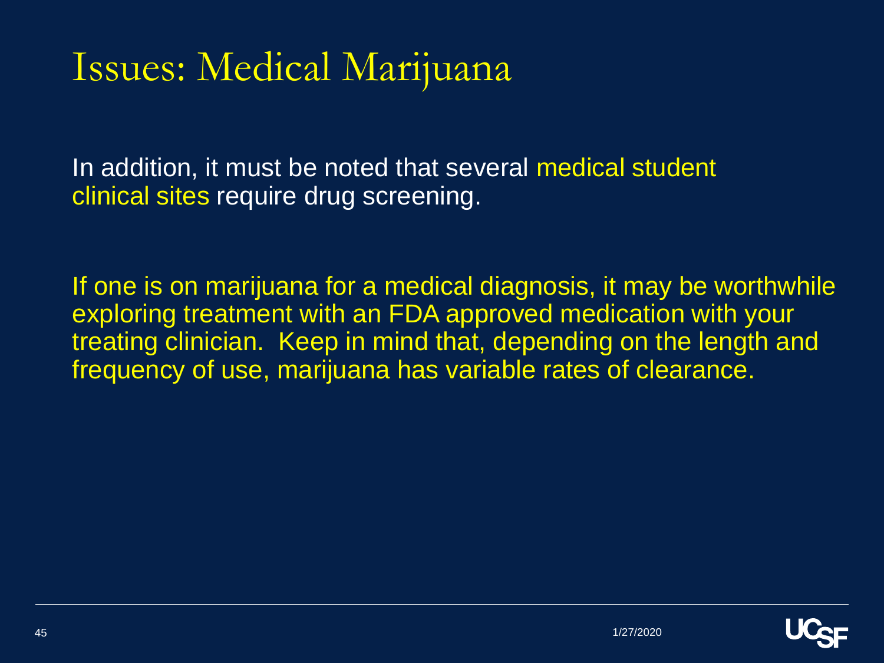# Issues: Medical Marijuana

In addition, it must be noted that several medical student clinical sites require drug screening.

If one is on marijuana for a medical diagnosis, it may be worthwhile exploring treatment with an FDA approved medication with your treating clinician. Keep in mind that, depending on the length and frequency of use, marijuana has variable rates of clearance.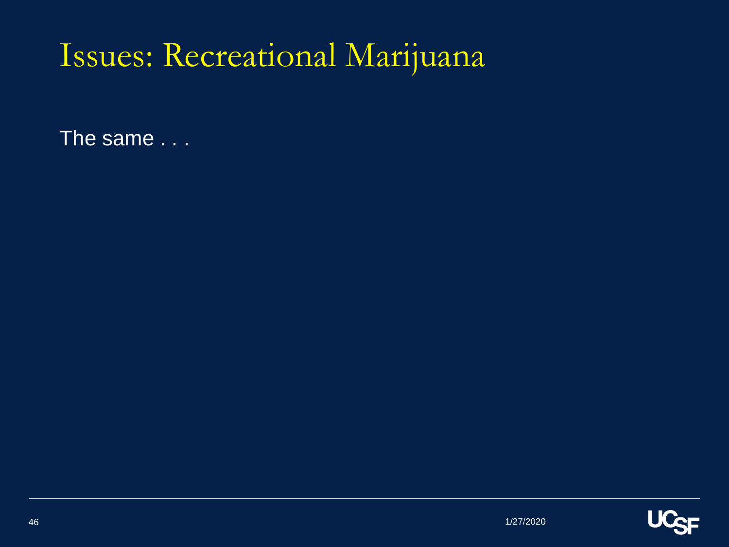# Issues: Recreational Marijuana

The same . . .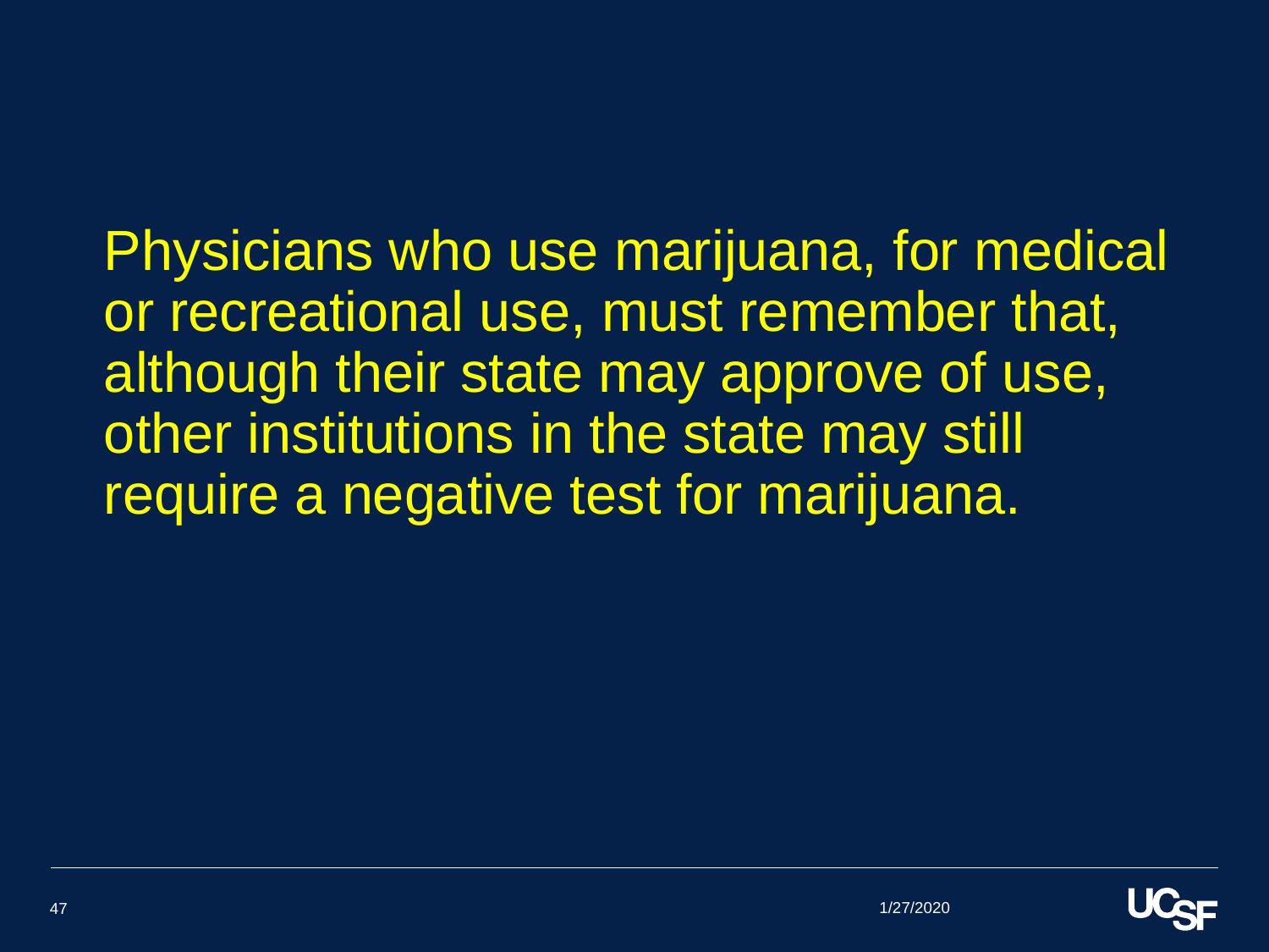Physicians who use marijuana, for medical or recreational use, must remember that, although their state may approve of use, other institutions in the state may still require a negative test for marijuana.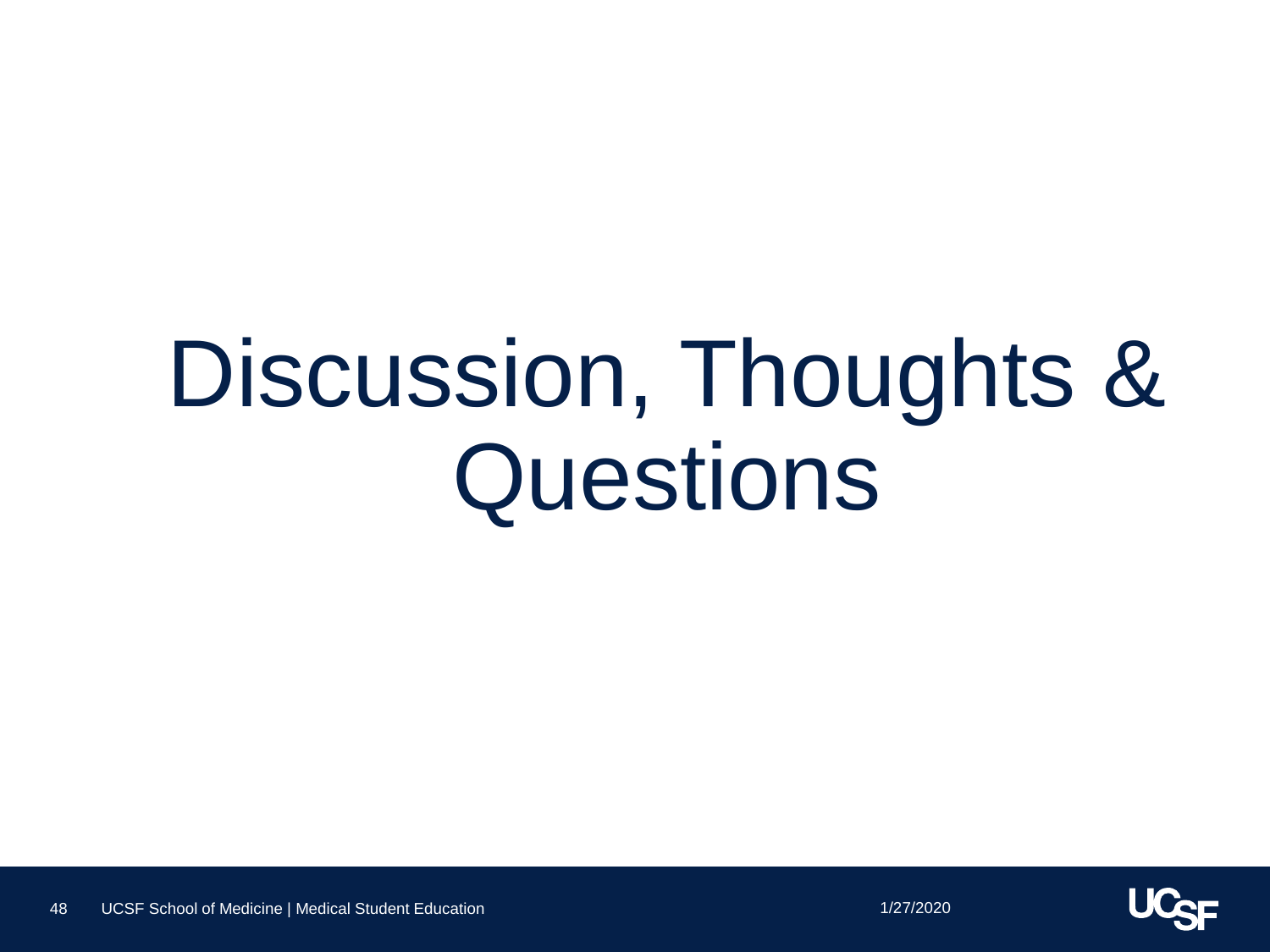# Discussion, Thoughts & Questions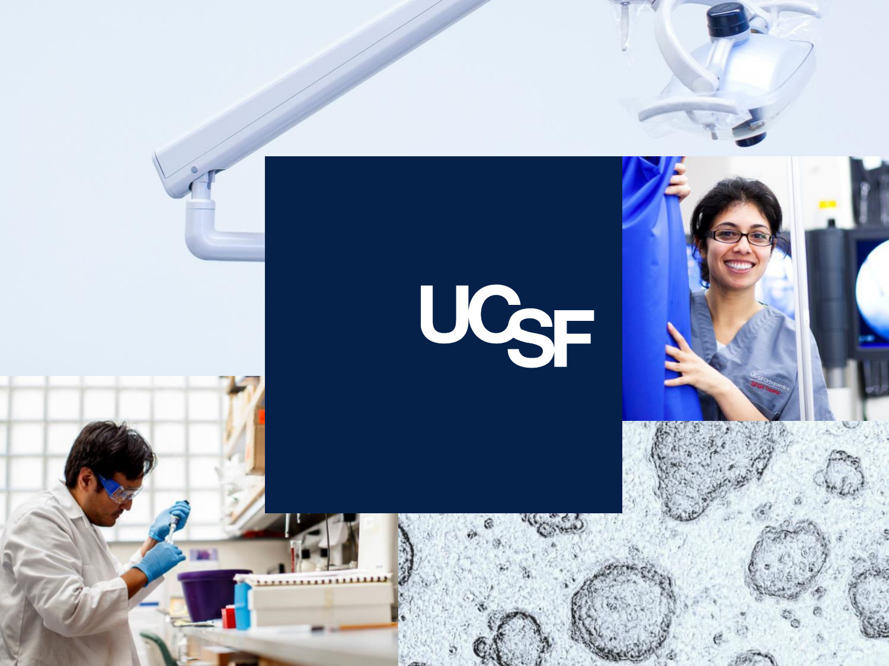UCSF